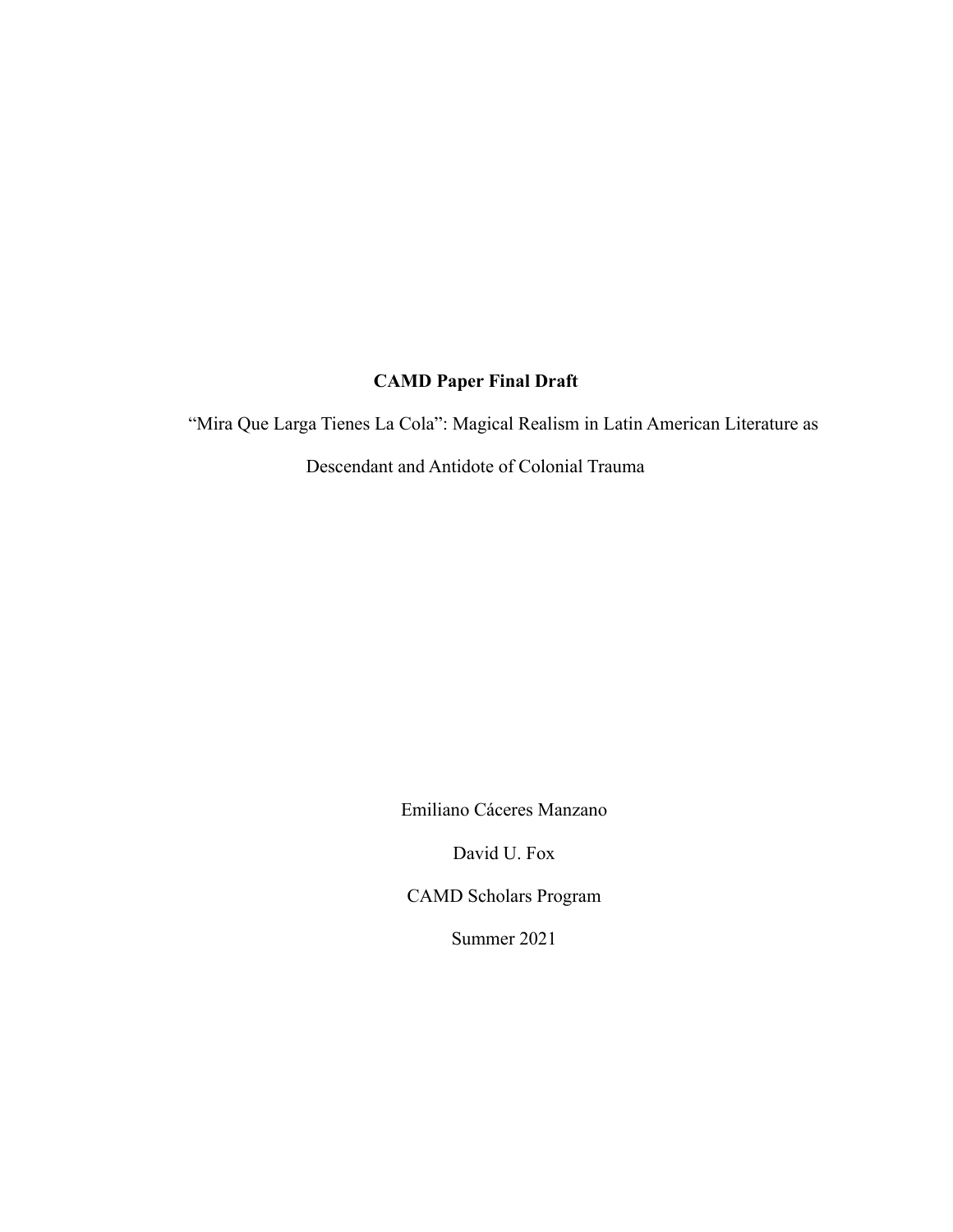**CAMD Paper Final Draft**

"Mira Que Larga Tienes La Cola": Magical Realism in Latin American Literature as Descendant and Antidote of Colonial Trauma

Emiliano Cáceres Manzano

David U. Fox

CAMD Scholars Program

Summer 2021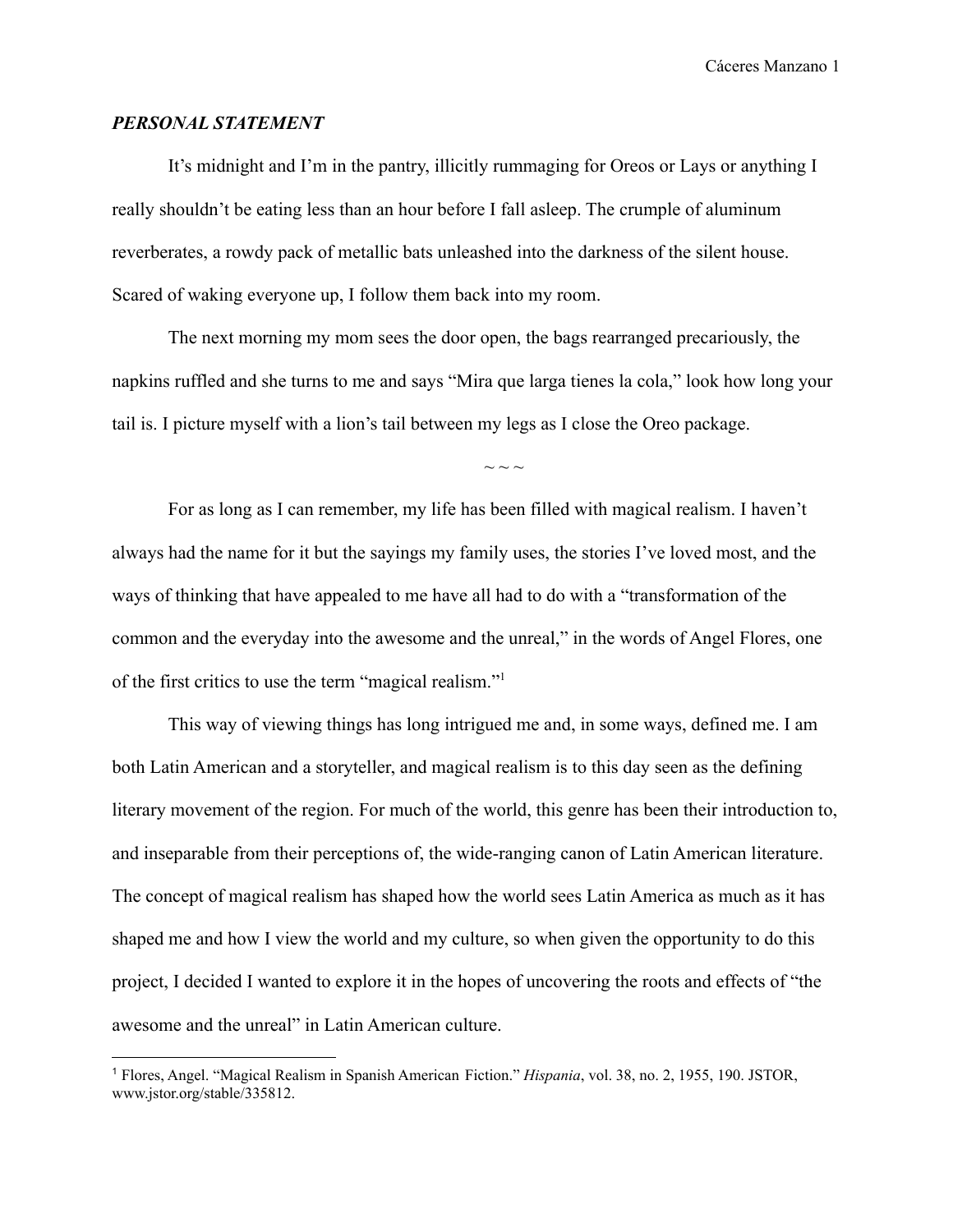***PERSONAL STATEMENT***

It's midnight and I'm in the pantry, illicitly rummaging for Oreos or Lays or anything I really shouldn't be eating less than an hour before I fall asleep. The crumple of aluminum reverberates, a rowdy pack of metallic bats unleashed into the darkness of the silent house. Scared of waking everyone up, I follow them back into my room.

The next morning my mom sees the door open, the bags rearranged precariously, the napkins ruffled and she turns to me and says "Mira que larga tienes la cola," look how long your tail is. I picture myself with a lion's tail between my legs as I close the Oreo package.

~ ~ ~

For as long as I can remember, my life has been filled with magical realism. I haven't always had the name for it but the sayings my family uses, the stories I've loved most, and the ways of thinking that have appealed to me have all had to do with a "transformation of the common and the everyday into the awesome and the unreal," in the words of Angel Flores, one of the first critics to use the term "magical realism."[1]

This way of viewing things has long intrigued me and, in some ways, defined me. I am both Latin American and a storyteller, and magical realism is to this day seen as the defining literary movement of the region. For much of the world, this genre has been their introduction to, and inseparable from their perceptions of, the wide-ranging canon of Latin American literature. The concept of magical realism has shaped how the world sees Latin America as much as it has shaped me and how I view the world and my culture, so when given the opportunity to do this project, I decided I wanted to explore it in the hopes of uncovering the roots and effects of "the awesome and the unreal" in Latin American culture.

---

[1] Flores, Angel. "Magical Realism in Spanish American Fiction." *Hispania*, vol. 38, no. 2, 1955, 190. JSTOR, www.jstor.org/stable/335812.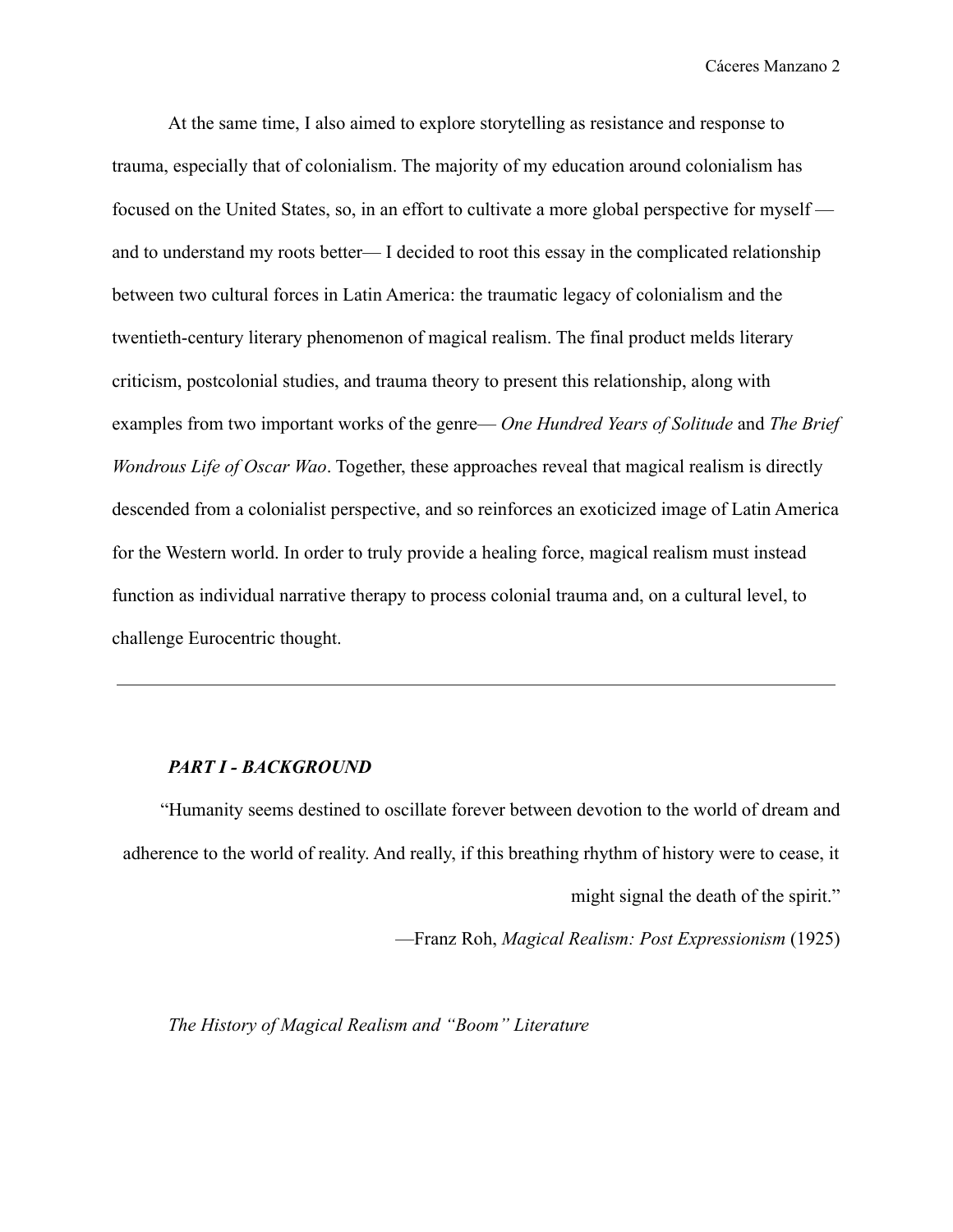At the same time, I also aimed to explore storytelling as resistance and response to trauma, especially that of colonialism. The majority of my education around colonialism has focused on the United States, so, in an effort to cultivate a more global perspective for myself — and to understand my roots better— I decided to root this essay in the complicated relationship between two cultural forces in Latin America: the traumatic legacy of colonialism and the twentieth-century literary phenomenon of magical realism. The final product melds literary criticism, postcolonial studies, and trauma theory to present this relationship, along with examples from two important works of the genre— *One Hundred Years of Solitude* and *The Brief Wondrous Life of Oscar Wao*. Together, these approaches reveal that magical realism is directly descended from a colonialist perspective, and so reinforces an exoticized image of Latin America for the Western world. In order to truly provide a healing force, magical realism must instead function as individual narrative therapy to process colonial trauma and, on a cultural level, to challenge Eurocentric thought.

---

## *PART I - BACKGROUND*

> "Humanity seems destined to oscillate forever between devotion to the world of dream and adherence to the world of reality. And really, if this breathing rhythm of history were to cease, it might signal the death of the spirit."
>
> —Franz Roh, *Magical Realism: Post Expressionism* (1925)

### *The History of Magical Realism and "Boom" Literature*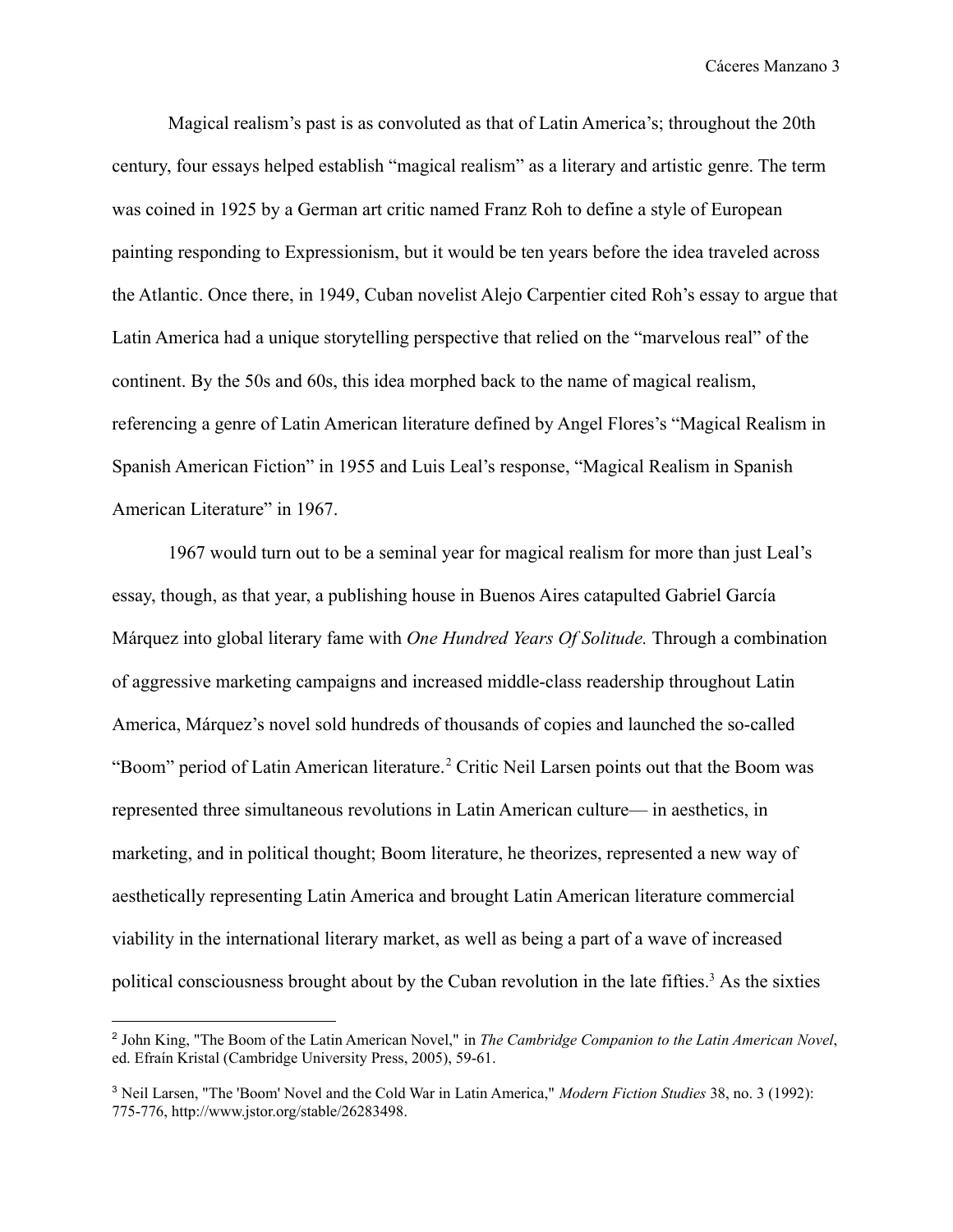Magical realism's past is as convoluted as that of Latin America's; throughout the 20th century, four essays helped establish "magical realism" as a literary and artistic genre. The term was coined in 1925 by a German art critic named Franz Roh to define a style of European painting responding to Expressionism, but it would be ten years before the idea traveled across the Atlantic. Once there, in 1949, Cuban novelist Alejo Carpentier cited Roh's essay to argue that Latin America had a unique storytelling perspective that relied on the "marvelous real" of the continent. By the 50s and 60s, this idea morphed back to the name of magical realism, referencing a genre of Latin American literature defined by Angel Flores's "Magical Realism in Spanish American Fiction" in 1955 and Luis Leal's response, "Magical Realism in Spanish American Literature" in 1967.

1967 would turn out to be a seminal year for magical realism for more than just Leal's essay, though, as that year, a publishing house in Buenos Aires catapulted Gabriel García Márquez into global literary fame with *One Hundred Years Of Solitude.* Through a combination of aggressive marketing campaigns and increased middle-class readership throughout Latin America, Márquez's novel sold hundreds of thousands of copies and launched the so-called "Boom" period of Latin American literature.[2] Critic Neil Larsen points out that the Boom was represented three simultaneous revolutions in Latin American culture— in aesthetics, in marketing, and in political thought; Boom literature, he theorizes, represented a new way of aesthetically representing Latin America and brought Latin American literature commercial viability in the international literary market, as well as being a part of a wave of increased political consciousness brought about by the Cuban revolution in the late fifties.[3] As the sixties

[2] John King, "The Boom of the Latin American Novel," in *The Cambridge Companion to the Latin American Novel*, ed. Efraín Kristal (Cambridge University Press, 2005), 59-61.

[3] Neil Larsen, "The 'Boom' Novel and the Cold War in Latin America," *Modern Fiction Studies* 38, no. 3 (1992): 775-776, http://www.jstor.org/stable/26283498.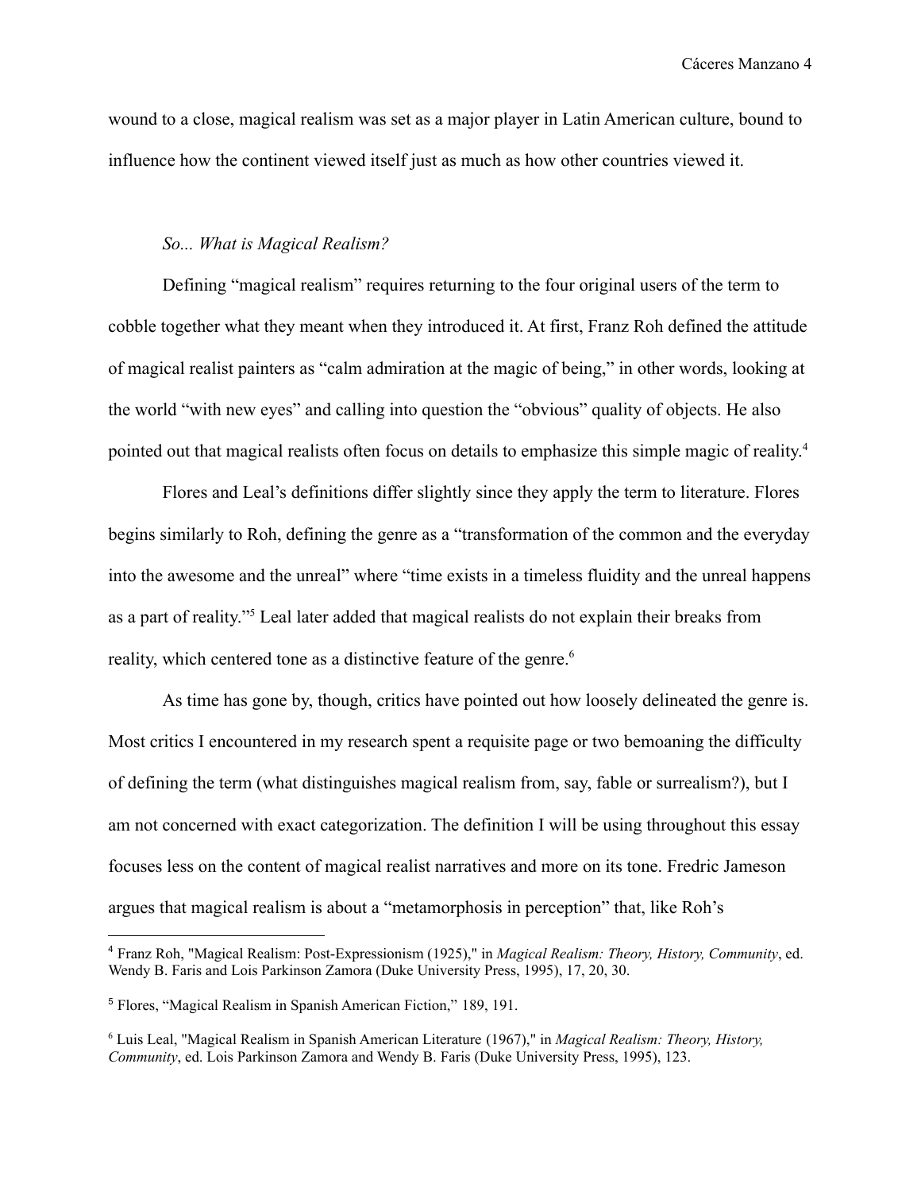wound to a close, magical realism was set as a major player in Latin American culture, bound to influence how the continent viewed itself just as much as how other countries viewed it.

*So... What is Magical Realism?*

Defining "magical realism" requires returning to the four original users of the term to cobble together what they meant when they introduced it. At first, Franz Roh defined the attitude of magical realist painters as "calm admiration at the magic of being," in other words, looking at the world "with new eyes" and calling into question the "obvious" quality of objects. He also pointed out that magical realists often focus on details to emphasize this simple magic of reality.[4]

Flores and Leal's definitions differ slightly since they apply the term to literature. Flores begins similarly to Roh, defining the genre as a "transformation of the common and the everyday into the awesome and the unreal" where "time exists in a timeless fluidity and the unreal happens as a part of reality."[5] Leal later added that magical realists do not explain their breaks from reality, which centered tone as a distinctive feature of the genre.[6]

As time has gone by, though, critics have pointed out how loosely delineated the genre is. Most critics I encountered in my research spent a requisite page or two bemoaning the difficulty of defining the term (what distinguishes magical realism from, say, fable or surrealism?), but I am not concerned with exact categorization. The definition I will be using throughout this essay focuses less on the content of magical realist narratives and more on its tone. Fredric Jameson argues that magical realism is about a "metamorphosis in perception" that, like Roh's

---

[4] Franz Roh, "Magical Realism: Post-Expressionism (1925)," in *Magical Realism: Theory, History, Community*, ed. Wendy B. Faris and Lois Parkinson Zamora (Duke University Press, 1995), 17, 20, 30.

[5] Flores, "Magical Realism in Spanish American Fiction," 189, 191.

[6] Luis Leal, "Magical Realism in Spanish American Literature (1967)," in *Magical Realism: Theory, History, Community*, ed. Lois Parkinson Zamora and Wendy B. Faris (Duke University Press, 1995), 123.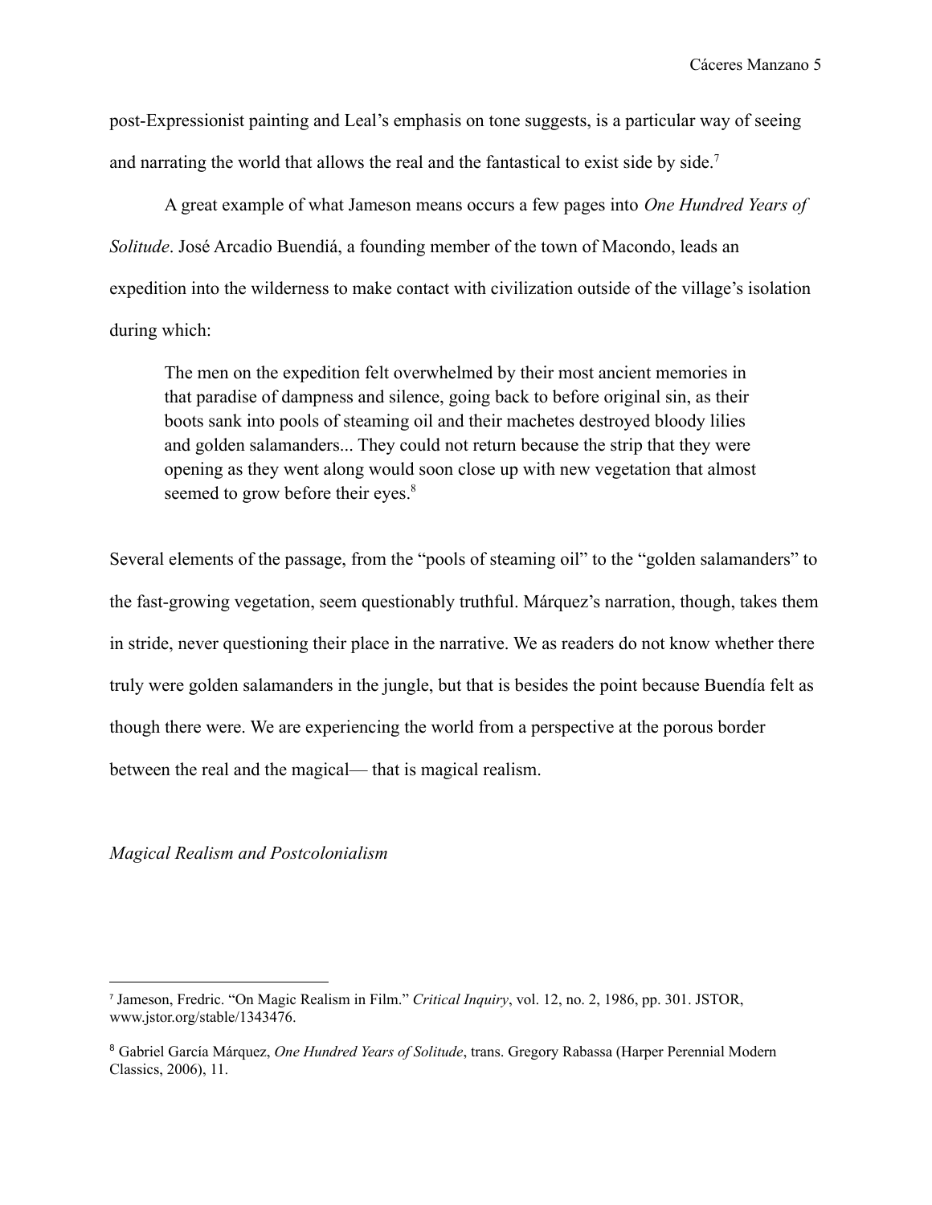post-Expressionist painting and Leal's emphasis on tone suggests, is a particular way of seeing and narrating the world that allows the real and the fantastical to exist side by side.[7]

A great example of what Jameson means occurs a few pages into *One Hundred Years of Solitude*. José Arcadio Buendiá, a founding member of the town of Macondo, leads an expedition into the wilderness to make contact with civilization outside of the village's isolation during which:

> The men on the expedition felt overwhelmed by their most ancient memories in that paradise of dampness and silence, going back to before original sin, as their boots sank into pools of steaming oil and their machetes destroyed bloody lilies and golden salamanders... They could not return because the strip that they were opening as they went along would soon close up with new vegetation that almost seemed to grow before their eyes.[8]

Several elements of the passage, from the "pools of steaming oil" to the "golden salamanders" to the fast-growing vegetation, seem questionably truthful. Márquez's narration, though, takes them in stride, never questioning their place in the narrative. We as readers do not know whether there truly were golden salamanders in the jungle, but that is besides the point because Buendía felt as though there were. We are experiencing the world from a perspective at the porous border between the real and the magical— that is magical realism.

### *Magical Realism and Postcolonialism*

---

[7] Jameson, Fredric. "On Magic Realism in Film." *Critical Inquiry*, vol. 12, no. 2, 1986, pp. 301. JSTOR, www.jstor.org/stable/1343476.

[8] Gabriel García Márquez, *One Hundred Years of Solitude*, trans. Gregory Rabassa (Harper Perennial Modern Classics, 2006), 11.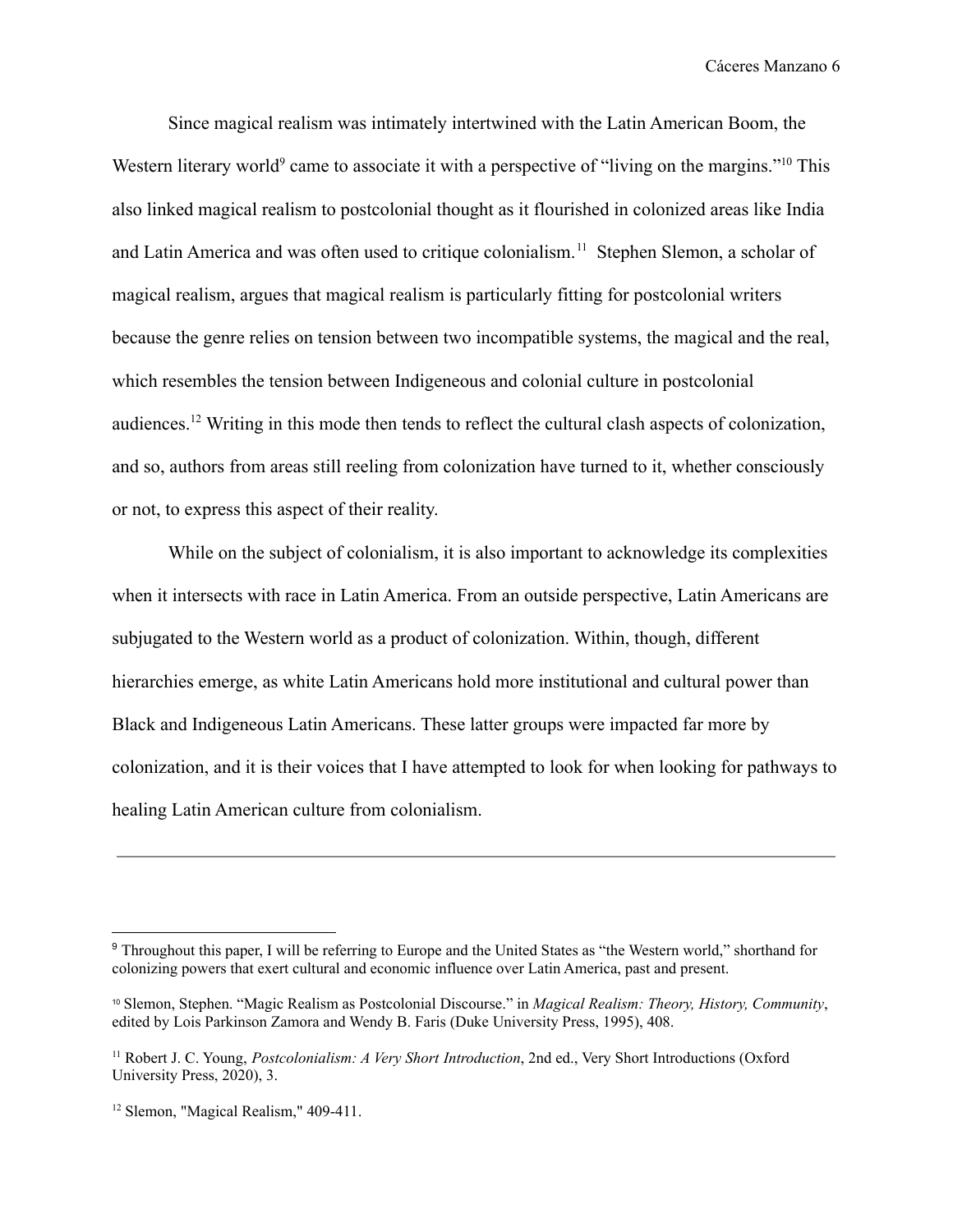Since magical realism was intimately intertwined with the Latin American Boom, the Western literary world[9] came to associate it with a perspective of "living on the margins."[10] This also linked magical realism to postcolonial thought as it flourished in colonized areas like India and Latin America and was often used to critique colonialism.[11] Stephen Slemon, a scholar of magical realism, argues that magical realism is particularly fitting for postcolonial writers because the genre relies on tension between two incompatible systems, the magical and the real, which resembles the tension between Indigeneous and colonial culture in postcolonial audiences.[12] Writing in this mode then tends to reflect the cultural clash aspects of colonization, and so, authors from areas still reeling from colonization have turned to it, whether consciously or not, to express this aspect of their reality.

While on the subject of colonialism, it is also important to acknowledge its complexities when it intersects with race in Latin America. From an outside perspective, Latin Americans are subjugated to the Western world as a product of colonization. Within, though, different hierarchies emerge, as white Latin Americans hold more institutional and cultural power than Black and Indigeneous Latin Americans. These latter groups were impacted far more by colonization, and it is their voices that I have attempted to look for when looking for pathways to healing Latin American culture from colonialism.

---

[9] Throughout this paper, I will be referring to Europe and the United States as "the Western world," shorthand for colonizing powers that exert cultural and economic influence over Latin America, past and present.

[10] Slemon, Stephen. "Magic Realism as Postcolonial Discourse." in *Magical Realism: Theory, History, Community*, edited by Lois Parkinson Zamora and Wendy B. Faris (Duke University Press, 1995), 408.

[11] Robert J. C. Young, *Postcolonialism: A Very Short Introduction*, 2nd ed., Very Short Introductions (Oxford University Press, 2020), 3.

[12] Slemon, "Magical Realism," 409-411.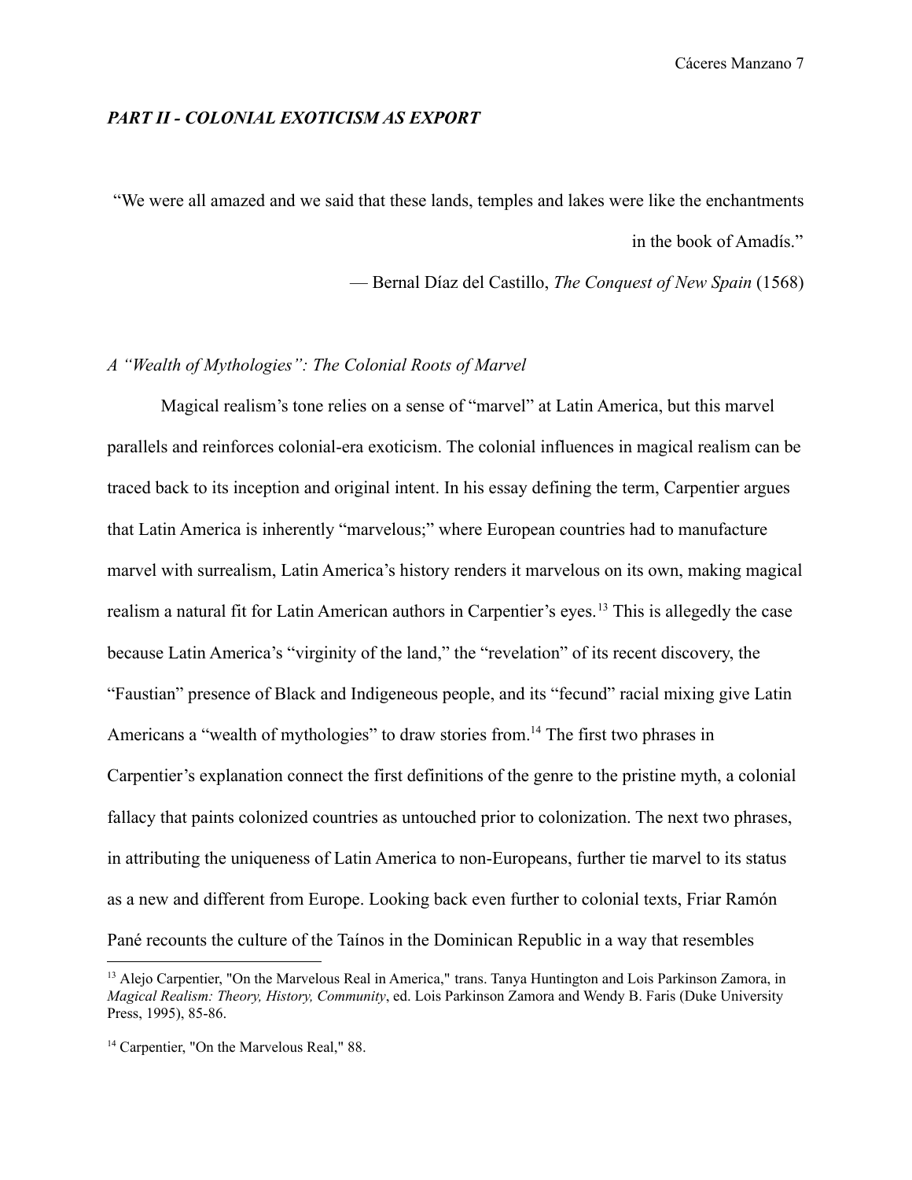### *PART II - COLONIAL EXOTICISM AS EXPORT*

"We were all amazed and we said that these lands, temples and lakes were like the enchantments in the book of Amadís."

— Bernal Díaz del Castillo, *The Conquest of New Spain* (1568)

#### *A "Wealth of Mythologies": The Colonial Roots of Marvel*

Magical realism's tone relies on a sense of "marvel" at Latin America, but this marvel parallels and reinforces colonial-era exoticism. The colonial influences in magical realism can be traced back to its inception and original intent. In his essay defining the term, Carpentier argues that Latin America is inherently "marvelous;" where European countries had to manufacture marvel with surrealism, Latin America's history renders it marvelous on its own, making magical realism a natural fit for Latin American authors in Carpentier's eyes.[13] This is allegedly the case because Latin America's "virginity of the land," the "revelation" of its recent discovery, the "Faustian" presence of Black and Indigeneous people, and its "fecund" racial mixing give Latin Americans a "wealth of mythologies" to draw stories from.[14] The first two phrases in Carpentier's explanation connect the first definitions of the genre to the pristine myth, a colonial fallacy that paints colonized countries as untouched prior to colonization. The next two phrases, in attributing the uniqueness of Latin America to non-Europeans, further tie marvel to its status as a new and different from Europe. Looking back even further to colonial texts, Friar Ramón Pané recounts the culture of the Taínos in the Dominican Republic in a way that resembles

---

[13] Alejo Carpentier, "On the Marvelous Real in America," trans. Tanya Huntington and Lois Parkinson Zamora, in *Magical Realism: Theory, History, Community*, ed. Lois Parkinson Zamora and Wendy B. Faris (Duke University Press, 1995), 85-86.

[14] Carpentier, "On the Marvelous Real," 88.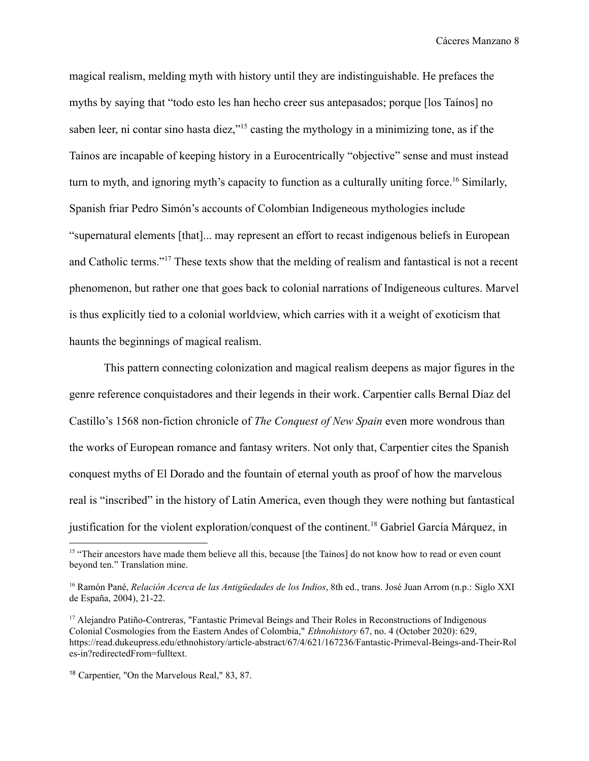magical realism, melding myth with history until they are indistinguishable. He prefaces the myths by saying that "todo esto les han hecho creer sus antepasados; porque [los Taínos] no saben leer, ni contar sino hasta diez,"[15] casting the mythology in a minimizing tone, as if the Taínos are incapable of keeping history in a Eurocentrically "objective" sense and must instead turn to myth, and ignoring myth's capacity to function as a culturally uniting force.[16] Similarly, Spanish friar Pedro Simón's accounts of Colombian Indigeneous mythologies include "supernatural elements [that]... may represent an effort to recast indigenous beliefs in European and Catholic terms."[17] These texts show that the melding of realism and fantastical is not a recent phenomenon, but rather one that goes back to colonial narrations of Indigeneous cultures. Marvel is thus explicitly tied to a colonial worldview, which carries with it a weight of exoticism that haunts the beginnings of magical realism.

This pattern connecting colonization and magical realism deepens as major figures in the genre reference conquistadores and their legends in their work. Carpentier calls Bernal Díaz del Castillo's 1568 non-fiction chronicle of *The Conquest of New Spain* even more wondrous than the works of European romance and fantasy writers. Not only that, Carpentier cites the Spanish conquest myths of El Dorado and the fountain of eternal youth as proof of how the marvelous real is "inscribed" in the history of Latin America, even though they were nothing but fantastical justification for the violent exploration/conquest of the continent.[18] Gabriel García Márquez, in

---

[15] "Their ancestors have made them believe all this, because [the Taínos] do not know how to read or even count beyond ten." Translation mine.

[16] Ramón Pané, *Relación Acerca de las Antigüedades de los Indios*, 8th ed., trans. José Juan Arrom (n.p.: Siglo XXI de España, 2004), 21-22.

[17] Alejandro Patiño-Contreras, "Fantastic Primeval Beings and Their Roles in Reconstructions of Indigenous Colonial Cosmologies from the Eastern Andes of Colombia," *Ethnohistory* 67, no. 4 (October 2020): 629, https://read.dukeupress.edu/ethnohistory/article-abstract/67/4/621/167236/Fantastic-Primeval-Beings-and-Their-Roles-in?redirectedFrom=fulltext.

[18] Carpentier, "On the Marvelous Real," 83, 87.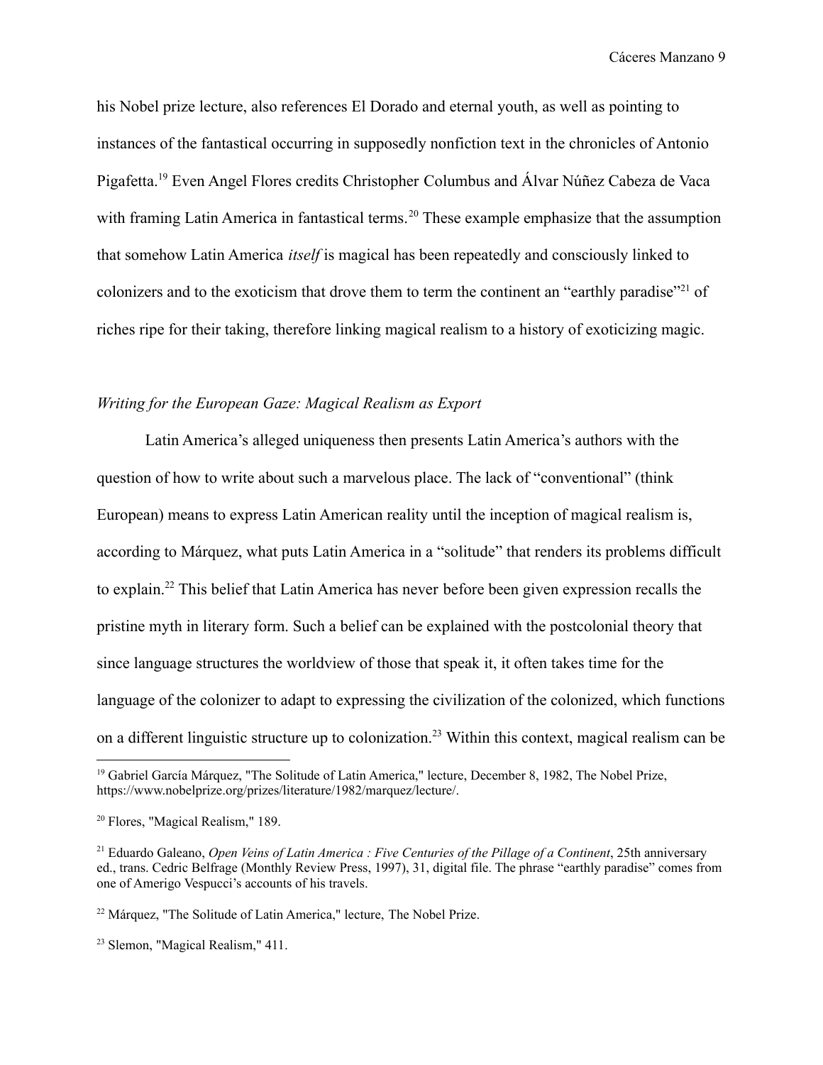his Nobel prize lecture, also references El Dorado and eternal youth, as well as pointing to instances of the fantastical occurring in supposedly nonfiction text in the chronicles of Antonio Pigafetta.[19] Even Angel Flores credits Christopher Columbus and Álvar Núñez Cabeza de Vaca with framing Latin America in fantastical terms.[20] These example emphasize that the assumption that somehow Latin America *itself* is magical has been repeatedly and consciously linked to colonizers and to the exoticism that drove them to term the continent an "earthly paradise"[21] of riches ripe for their taking, therefore linking magical realism to a history of exoticizing magic.

*Writing for the European Gaze: Magical Realism as Export*

Latin America's alleged uniqueness then presents Latin America's authors with the question of how to write about such a marvelous place. The lack of "conventional" (think European) means to express Latin American reality until the inception of magical realism is, according to Márquez, what puts Latin America in a "solitude" that renders its problems difficult to explain.[22] This belief that Latin America has never before been given expression recalls the pristine myth in literary form. Such a belief can be explained with the postcolonial theory that since language structures the worldview of those that speak it, it often takes time for the language of the colonizer to adapt to expressing the civilization of the colonized, which functions on a different linguistic structure up to colonization.[23] Within this context, magical realism can be

---

[19] Gabriel García Márquez, "The Solitude of Latin America," lecture, December 8, 1982, The Nobel Prize, https://www.nobelprize.org/prizes/literature/1982/marquez/lecture/.

[20] Flores, "Magical Realism," 189.

[21] Eduardo Galeano, *Open Veins of Latin America : Five Centuries of the Pillage of a Continent*, 25th anniversary ed., trans. Cedric Belfrage (Monthly Review Press, 1997), 31, digital file. The phrase "earthly paradise" comes from one of Amerigo Vespucci's accounts of his travels.

[22] Márquez, "The Solitude of Latin America," lecture, The Nobel Prize.

[23] Slemon, "Magical Realism," 411.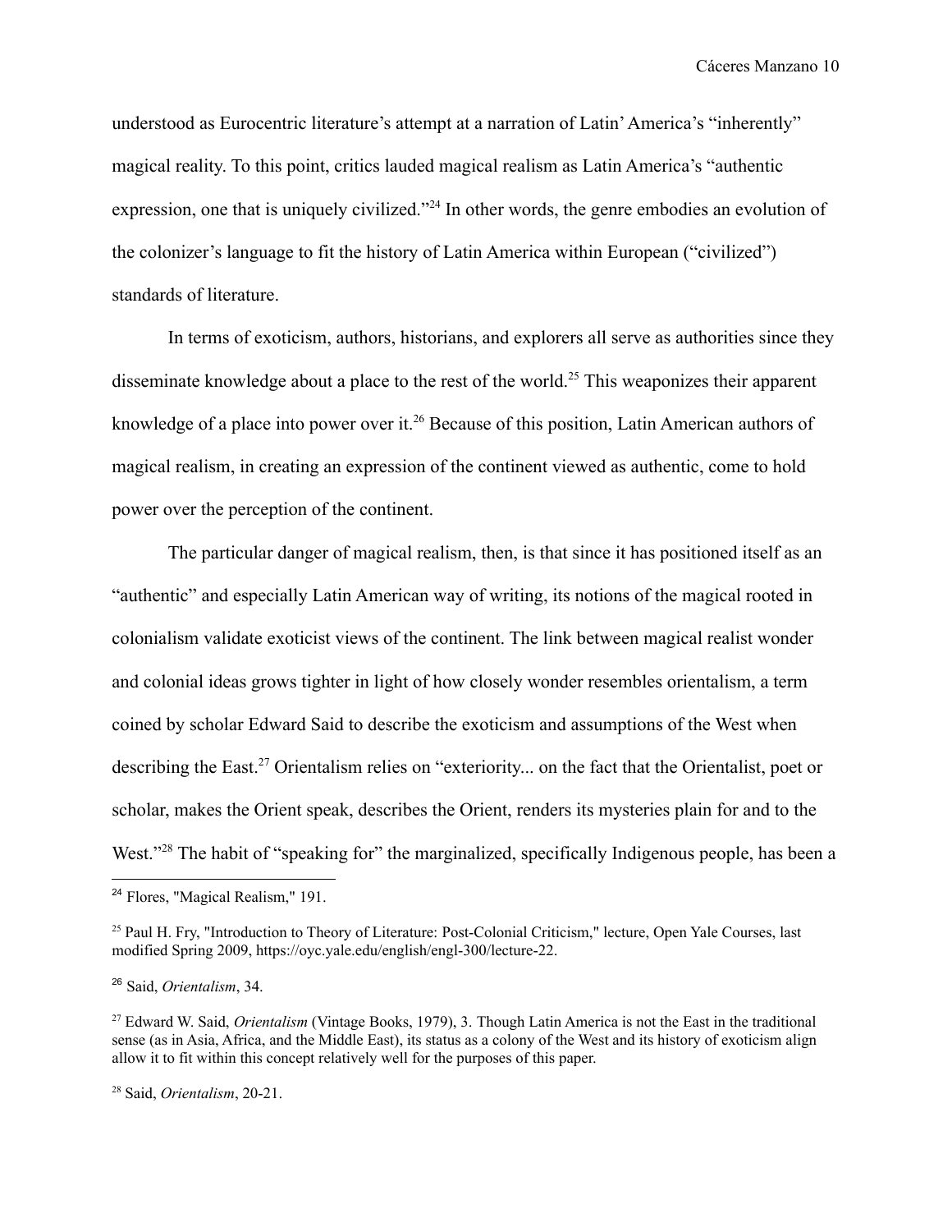understood as Eurocentric literature's attempt at a narration of Latin' America's "inherently" magical reality. To this point, critics lauded magical realism as Latin America's "authentic expression, one that is uniquely civilized."[24] In other words, the genre embodies an evolution of the colonizer's language to fit the history of Latin America within European ("civilized") standards of literature.

In terms of exoticism, authors, historians, and explorers all serve as authorities since they disseminate knowledge about a place to the rest of the world.[25] This weaponizes their apparent knowledge of a place into power over it.[26] Because of this position, Latin American authors of magical realism, in creating an expression of the continent viewed as authentic, come to hold power over the perception of the continent.

The particular danger of magical realism, then, is that since it has positioned itself as an "authentic" and especially Latin American way of writing, its notions of the magical rooted in colonialism validate exoticist views of the continent. The link between magical realist wonder and colonial ideas grows tighter in light of how closely wonder resembles orientalism, a term coined by scholar Edward Said to describe the exoticism and assumptions of the West when describing the East.[27] Orientalism relies on "exteriority... on the fact that the Orientalist, poet or scholar, makes the Orient speak, describes the Orient, renders its mysteries plain for and to the West."[28] The habit of "speaking for" the marginalized, specifically Indigenous people, has been a

---

[24] Flores, "Magical Realism," 191.

[25] Paul H. Fry, "Introduction to Theory of Literature: Post-Colonial Criticism," lecture, Open Yale Courses, last modified Spring 2009, https://oyc.yale.edu/english/engl-300/lecture-22.

[26] Said, *Orientalism*, 34.

[27] Edward W. Said, *Orientalism* (Vintage Books, 1979), 3. Though Latin America is not the East in the traditional sense (as in Asia, Africa, and the Middle East), its status as a colony of the West and its history of exoticism align allow it to fit within this concept relatively well for the purposes of this paper.

[28] Said, *Orientalism*, 20-21.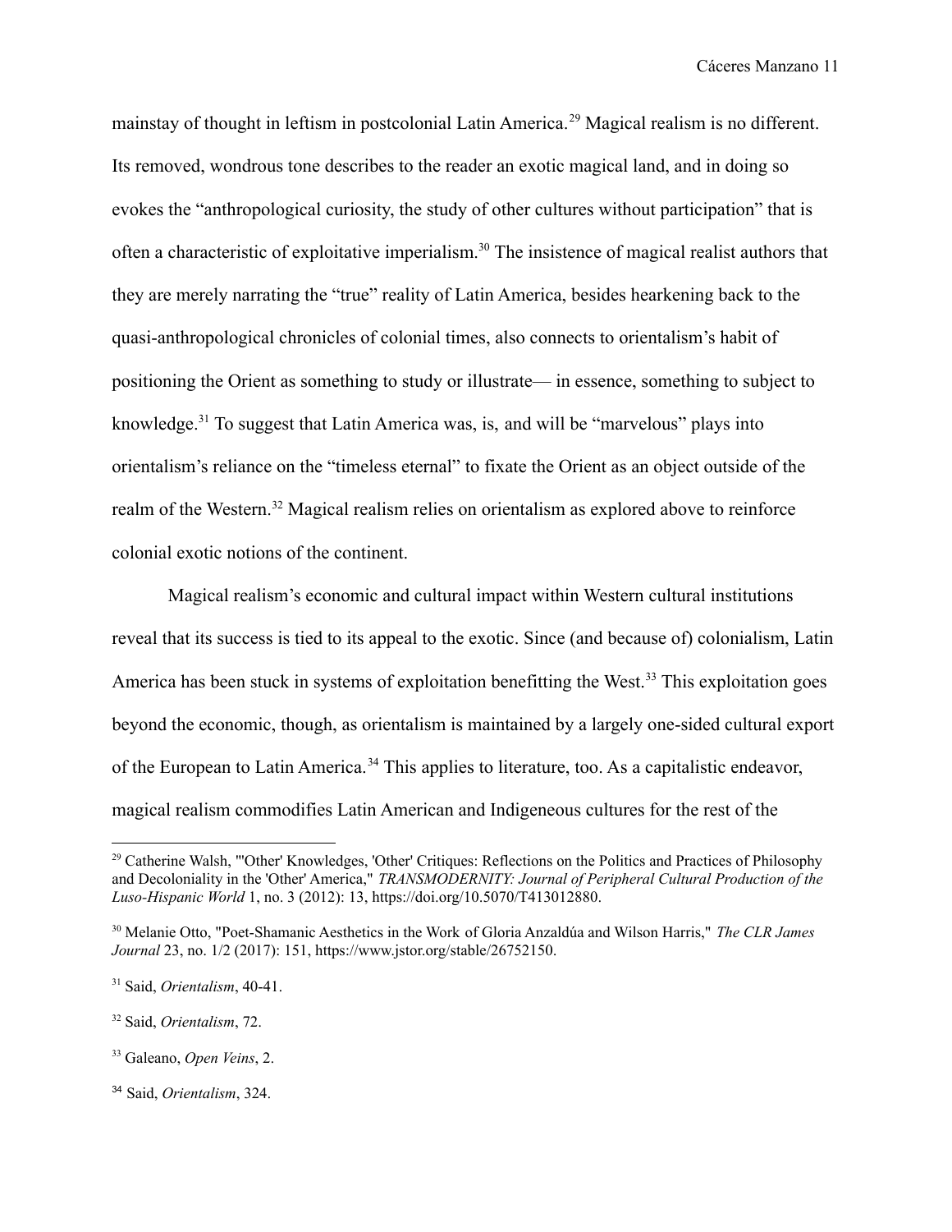mainstay of thought in leftism in postcolonial Latin America.[29] Magical realism is no different. Its removed, wondrous tone describes to the reader an exotic magical land, and in doing so evokes the "anthropological curiosity, the study of other cultures without participation" that is often a characteristic of exploitative imperialism.[30] The insistence of magical realist authors that they are merely narrating the "true" reality of Latin America, besides hearkening back to the quasi-anthropological chronicles of colonial times, also connects to orientalism's habit of positioning the Orient as something to study or illustrate— in essence, something to subject to knowledge.[31] To suggest that Latin America was, is, and will be "marvelous" plays into orientalism's reliance on the "timeless eternal" to fixate the Orient as an object outside of the realm of the Western.[32] Magical realism relies on orientalism as explored above to reinforce colonial exotic notions of the continent.

Magical realism's economic and cultural impact within Western cultural institutions reveal that its success is tied to its appeal to the exotic. Since (and because of) colonialism, Latin America has been stuck in systems of exploitation benefitting the West.[33] This exploitation goes beyond the economic, though, as orientalism is maintained by a largely one-sided cultural export of the European to Latin America.[34] This applies to literature, too. As a capitalistic endeavor, magical realism commodifies Latin American and Indigeneous cultures for the rest of the

---

[29] Catherine Walsh, "'Other' Knowledges, 'Other' Critiques: Reflections on the Politics and Practices of Philosophy and Decoloniality in the 'Other' America," *TRANSMODERNITY: Journal of Peripheral Cultural Production of the Luso-Hispanic World* 1, no. 3 (2012): 13, https://doi.org/10.5070/T413012880.

[30] Melanie Otto, "Poet-Shamanic Aesthetics in the Work of Gloria Anzaldúa and Wilson Harris," *The CLR James Journal* 23, no. 1/2 (2017): 151, https://www.jstor.org/stable/26752150.

[31] Said, *Orientalism*, 40-41.

[32] Said, *Orientalism*, 72.

[33] Galeano, *Open Veins*, 2.

[34] Said, *Orientalism*, 324.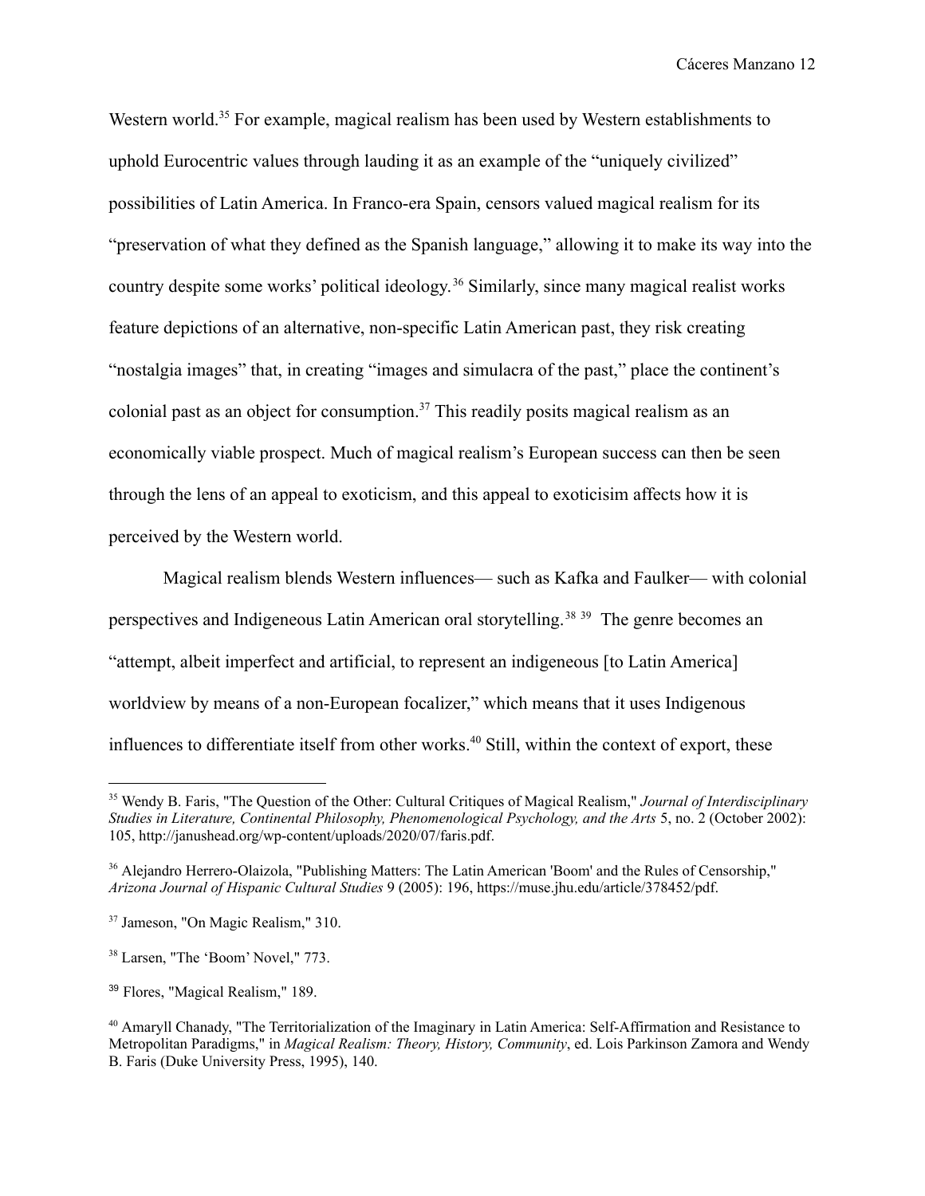Western world.[35] For example, magical realism has been used by Western establishments to uphold Eurocentric values through lauding it as an example of the "uniquely civilized" possibilities of Latin America. In Franco-era Spain, censors valued magical realism for its "preservation of what they defined as the Spanish language," allowing it to make its way into the country despite some works' political ideology.[36] Similarly, since many magical realist works feature depictions of an alternative, non-specific Latin American past, they risk creating "nostalgia images" that, in creating "images and simulacra of the past," place the continent's colonial past as an object for consumption.[37] This readily posits magical realism as an economically viable prospect. Much of magical realism's European success can then be seen through the lens of an appeal to exoticism, and this appeal to exoticisim affects how it is perceived by the Western world.

Magical realism blends Western influences— such as Kafka and Faulker— with colonial perspectives and Indigeneous Latin American oral storytelling.[38] [39] The genre becomes an "attempt, albeit imperfect and artificial, to represent an indigeneous [to Latin America] worldview by means of a non-European focalizer," which means that it uses Indigenous influences to differentiate itself from other works.[40] Still, within the context of export, these

---

[35] Wendy B. Faris, "The Question of the Other: Cultural Critiques of Magical Realism," *Journal of Interdisciplinary Studies in Literature, Continental Philosophy, Phenomenological Psychology, and the Arts* 5, no. 2 (October 2002): 105, http://janushead.org/wp-content/uploads/2020/07/faris.pdf.

[36] Alejandro Herrero-Olaizola, "Publishing Matters: The Latin American 'Boom' and the Rules of Censorship," *Arizona Journal of Hispanic Cultural Studies* 9 (2005): 196, https://muse.jhu.edu/article/378452/pdf.

[37] Jameson, "On Magic Realism," 310.

[38] Larsen, "The 'Boom' Novel," 773.

[39] Flores, "Magical Realism," 189.

[40] Amaryll Chanady, "The Territorialization of the Imaginary in Latin America: Self-Affirmation and Resistance to Metropolitan Paradigms," in *Magical Realism: Theory, History, Community*, ed. Lois Parkinson Zamora and Wendy B. Faris (Duke University Press, 1995), 140.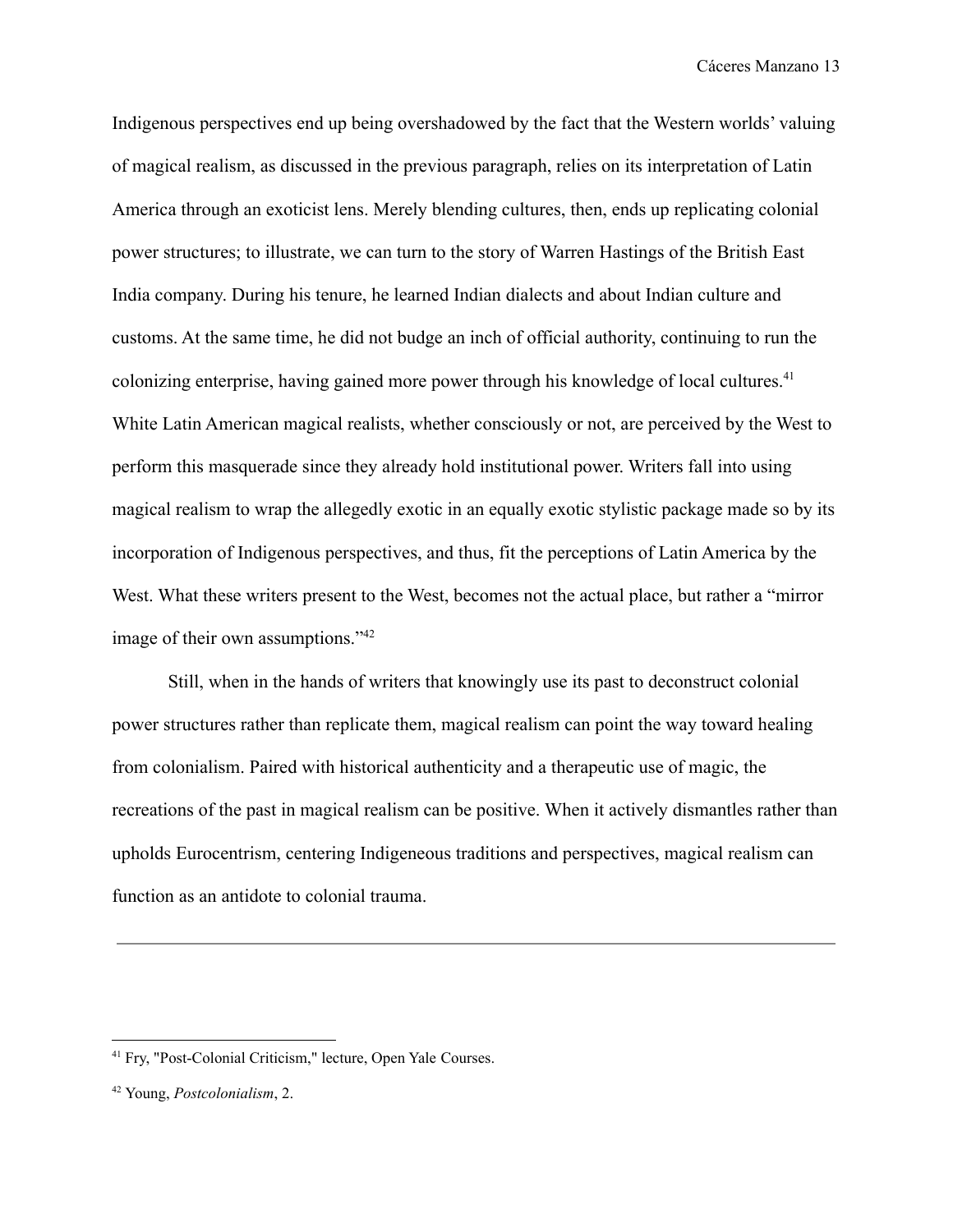Indigenous perspectives end up being overshadowed by the fact that the Western worlds' valuing of magical realism, as discussed in the previous paragraph, relies on its interpretation of Latin America through an exoticist lens. Merely blending cultures, then, ends up replicating colonial power structures; to illustrate, we can turn to the story of Warren Hastings of the British East India company. During his tenure, he learned Indian dialects and about Indian culture and customs. At the same time, he did not budge an inch of official authority, continuing to run the colonizing enterprise, having gained more power through his knowledge of local cultures.[41] White Latin American magical realists, whether consciously or not, are perceived by the West to perform this masquerade since they already hold institutional power. Writers fall into using magical realism to wrap the allegedly exotic in an equally exotic stylistic package made so by its incorporation of Indigenous perspectives, and thus, fit the perceptions of Latin America by the West. What these writers present to the West, becomes not the actual place, but rather a "mirror image of their own assumptions."[42]

Still, when in the hands of writers that knowingly use its past to deconstruct colonial power structures rather than replicate them, magical realism can point the way toward healing from colonialism. Paired with historical authenticity and a therapeutic use of magic, the recreations of the past in magical realism can be positive. When it actively dismantles rather than upholds Eurocentrism, centering Indigeneous traditions and perspectives, magical realism can function as an antidote to colonial trauma.

---

[41] Fry, "Post-Colonial Criticism," lecture, Open Yale Courses.

[42] Young, *Postcolonialism*, 2.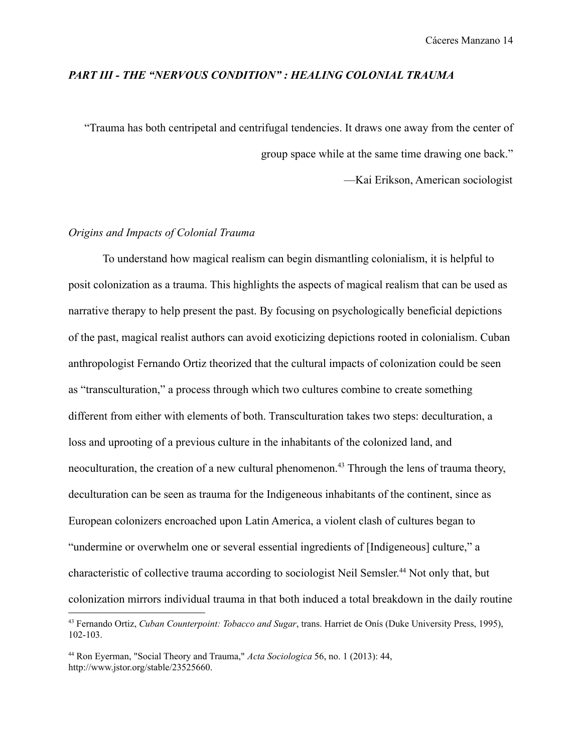## *PART III - THE "NERVOUS CONDITION" : HEALING COLONIAL TRAUMA*

> "Trauma has both centripetal and centrifugal tendencies. It draws one away from the center of group space while at the same time drawing one back."
>
> —Kai Erikson, American sociologist

### *Origins and Impacts of Colonial Trauma*

To understand how magical realism can begin dismantling colonialism, it is helpful to posit colonization as a trauma. This highlights the aspects of magical realism that can be used as narrative therapy to help present the past. By focusing on psychologically beneficial depictions of the past, magical realist authors can avoid exoticizing depictions rooted in colonialism. Cuban anthropologist Fernando Ortiz theorized that the cultural impacts of colonization could be seen as "transculturation," a process through which two cultures combine to create something different from either with elements of both. Transculturation takes two steps: deculturation, a loss and uprooting of a previous culture in the inhabitants of the colonized land, and neoculturation, the creation of a new cultural phenomenon.[43] Through the lens of trauma theory, deculturation can be seen as trauma for the Indigeneous inhabitants of the continent, since as European colonizers encroached upon Latin America, a violent clash of cultures began to "undermine or overwhelm one or several essential ingredients of [Indigeneous] culture," a characteristic of collective trauma according to sociologist Neil Semsler.[44] Not only that, but colonization mirrors individual trauma in that both induced a total breakdown in the daily routine

---

[43] Fernando Ortiz, *Cuban Counterpoint: Tobacco and Sugar*, trans. Harriet de Onís (Duke University Press, 1995), 102-103.

[44] Ron Eyerman, "Social Theory and Trauma," *Acta Sociologica* 56, no. 1 (2013): 44, http://www.jstor.org/stable/23525660.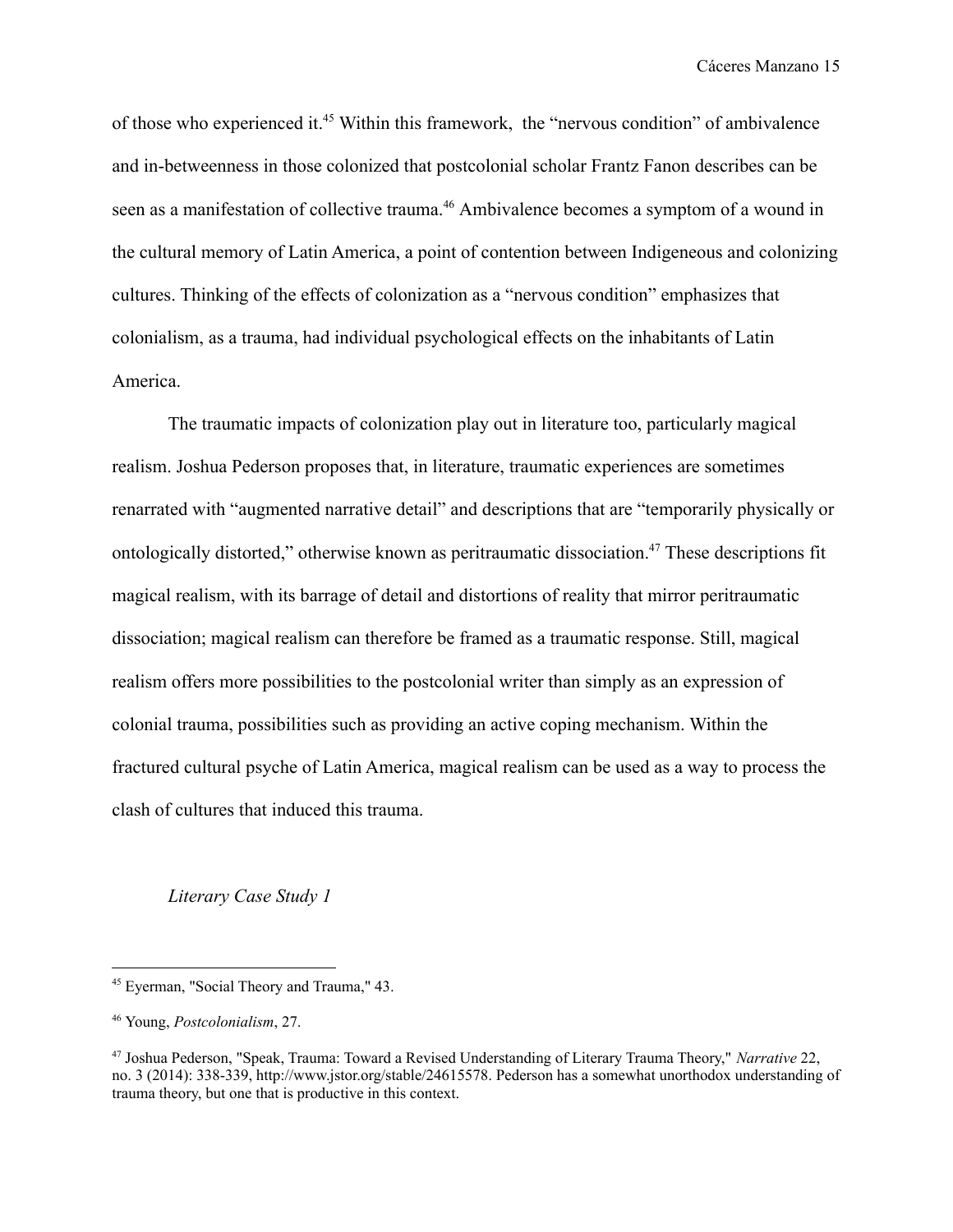of those who experienced it.[45] Within this framework, the "nervous condition" of ambivalence and in-betweenness in those colonized that postcolonial scholar Frantz Fanon describes can be seen as a manifestation of collective trauma.[46] Ambivalence becomes a symptom of a wound in the cultural memory of Latin America, a point of contention between Indigeneous and colonizing cultures. Thinking of the effects of colonization as a "nervous condition" emphasizes that colonialism, as a trauma, had individual psychological effects on the inhabitants of Latin America.

The traumatic impacts of colonization play out in literature too, particularly magical realism. Joshua Pederson proposes that, in literature, traumatic experiences are sometimes renarrated with "augmented narrative detail" and descriptions that are "temporarily physically or ontologically distorted," otherwise known as peritraumatic dissociation.[47] These descriptions fit magical realism, with its barrage of detail and distortions of reality that mirror peritraumatic dissociation; magical realism can therefore be framed as a traumatic response. Still, magical realism offers more possibilities to the postcolonial writer than simply as an expression of colonial trauma, possibilities such as providing an active coping mechanism. Within the fractured cultural psyche of Latin America, magical realism can be used as a way to process the clash of cultures that induced this trauma.

### *Literary Case Study 1*

---

[45] Eyerman, "Social Theory and Trauma," 43.

[46] Young, *Postcolonialism*, 27.

[47] Joshua Pederson, "Speak, Trauma: Toward a Revised Understanding of Literary Trauma Theory," *Narrative* 22, no. 3 (2014): 338-339, http://www.jstor.org/stable/24615578. Pederson has a somewhat unorthodox understanding of trauma theory, but one that is productive in this context.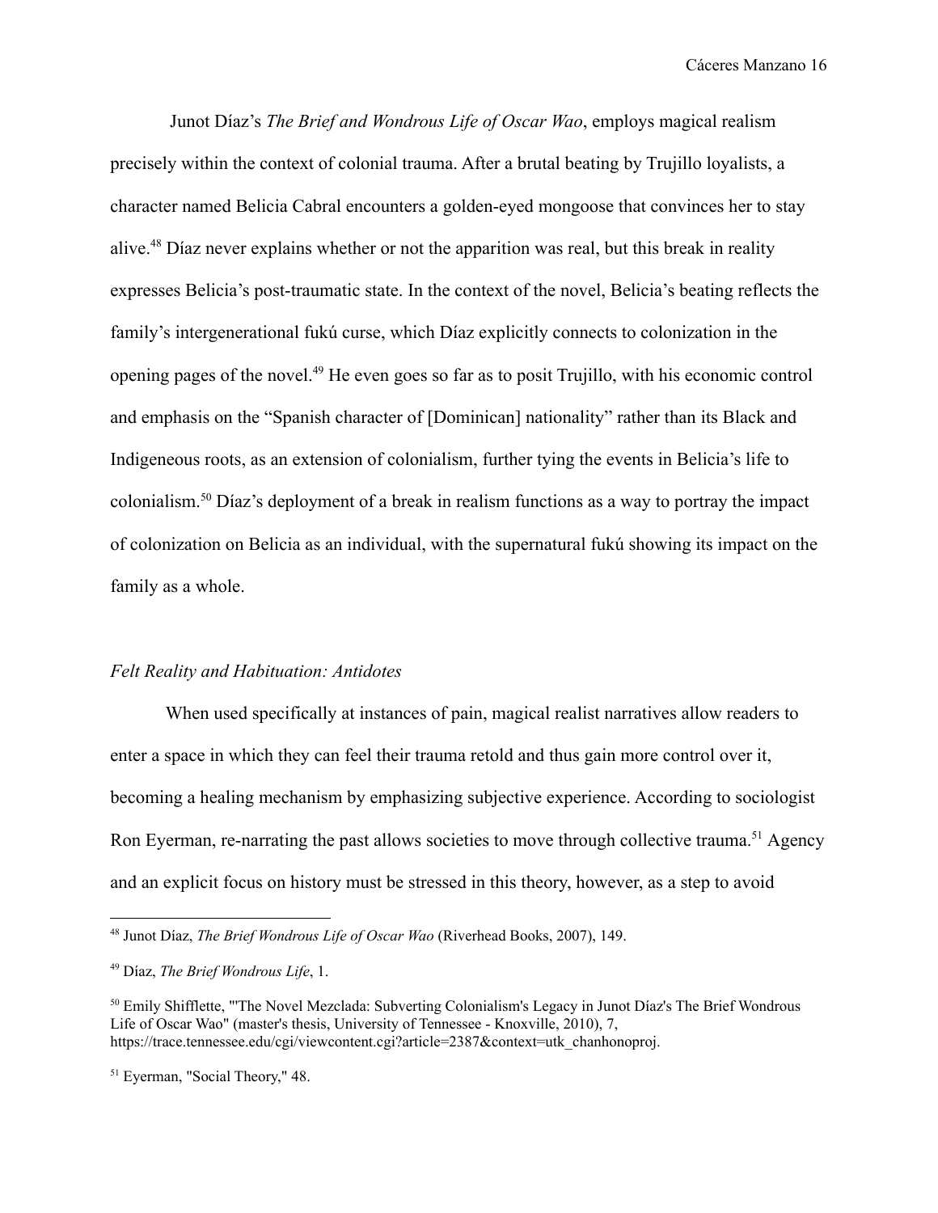Junot Díaz's *The Brief and Wondrous Life of Oscar Wao*, employs magical realism precisely within the context of colonial trauma. After a brutal beating by Trujillo loyalists, a character named Belicia Cabral encounters a golden-eyed mongoose that convinces her to stay alive.[48] Díaz never explains whether or not the apparition was real, but this break in reality expresses Belicia's post-traumatic state. In the context of the novel, Belicia's beating reflects the family's intergenerational fukú curse, which Díaz explicitly connects to colonization in the opening pages of the novel.[49] He even goes so far as to posit Trujillo, with his economic control and emphasis on the "Spanish character of [Dominican] nationality" rather than its Black and Indigeneous roots, as an extension of colonialism, further tying the events in Belicia's life to colonialism.[50] Díaz's deployment of a break in realism functions as a way to portray the impact of colonization on Belicia as an individual, with the supernatural fukú showing its impact on the family as a whole.

### *Felt Reality and Habituation: Antidotes*

When used specifically at instances of pain, magical realist narratives allow readers to enter a space in which they can feel their trauma retold and thus gain more control over it, becoming a healing mechanism by emphasizing subjective experience. According to sociologist Ron Eyerman, re-narrating the past allows societies to move through collective trauma.[51] Agency and an explicit focus on history must be stressed in this theory, however, as a step to avoid

---

[48] Junot Díaz, *The Brief Wondrous Life of Oscar Wao* (Riverhead Books, 2007), 149.

[49] Díaz, *The Brief Wondrous Life*, 1.

[50] Emily Shifflette, "'The Novel Mezclada: Subverting Colonialism's Legacy in Junot Díaz's The Brief Wondrous Life of Oscar Wao" (master's thesis, University of Tennessee - Knoxville, 2010), 7, https://trace.tennessee.edu/cgi/viewcontent.cgi?article=2387&context=utk_chanhonoproj.

[51] Eyerman, "Social Theory," 48.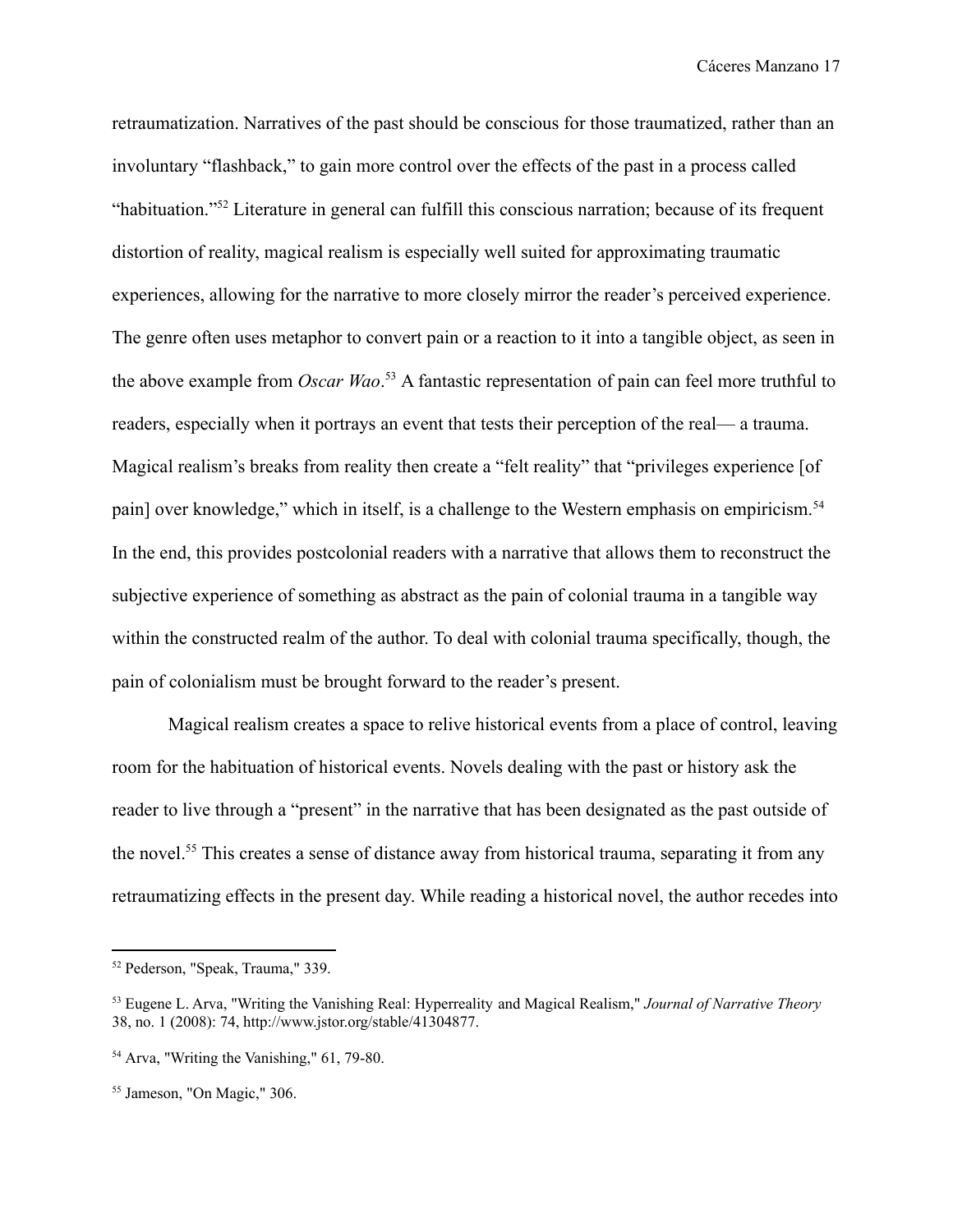retraumatization. Narratives of the past should be conscious for those traumatized, rather than an involuntary "flashback," to gain more control over the effects of the past in a process called "habituation."[52] Literature in general can fulfill this conscious narration; because of its frequent distortion of reality, magical realism is especially well suited for approximating traumatic experiences, allowing for the narrative to more closely mirror the reader's perceived experience. The genre often uses metaphor to convert pain or a reaction to it into a tangible object, as seen in the above example from *Oscar Wao*.[53] A fantastic representation of pain can feel more truthful to readers, especially when it portrays an event that tests their perception of the real— a trauma. Magical realism's breaks from reality then create a "felt reality" that "privileges experience [of pain] over knowledge," which in itself, is a challenge to the Western emphasis on empiricism.[54] In the end, this provides postcolonial readers with a narrative that allows them to reconstruct the subjective experience of something as abstract as the pain of colonial trauma in a tangible way within the constructed realm of the author. To deal with colonial trauma specifically, though, the pain of colonialism must be brought forward to the reader's present.

Magical realism creates a space to relive historical events from a place of control, leaving room for the habituation of historical events. Novels dealing with the past or history ask the reader to live through a "present" in the narrative that has been designated as the past outside of the novel.[55] This creates a sense of distance away from historical trauma, separating it from any retraumatizing effects in the present day. While reading a historical novel, the author recedes into

---

[52] Pederson, "Speak, Trauma," 339.

[53] Eugene L. Arva, "Writing the Vanishing Real: Hyperreality and Magical Realism," *Journal of Narrative Theory* 38, no. 1 (2008): 74, http://www.jstor.org/stable/41304877.

[54] Arva, "Writing the Vanishing," 61, 79-80.

[55] Jameson, "On Magic," 306.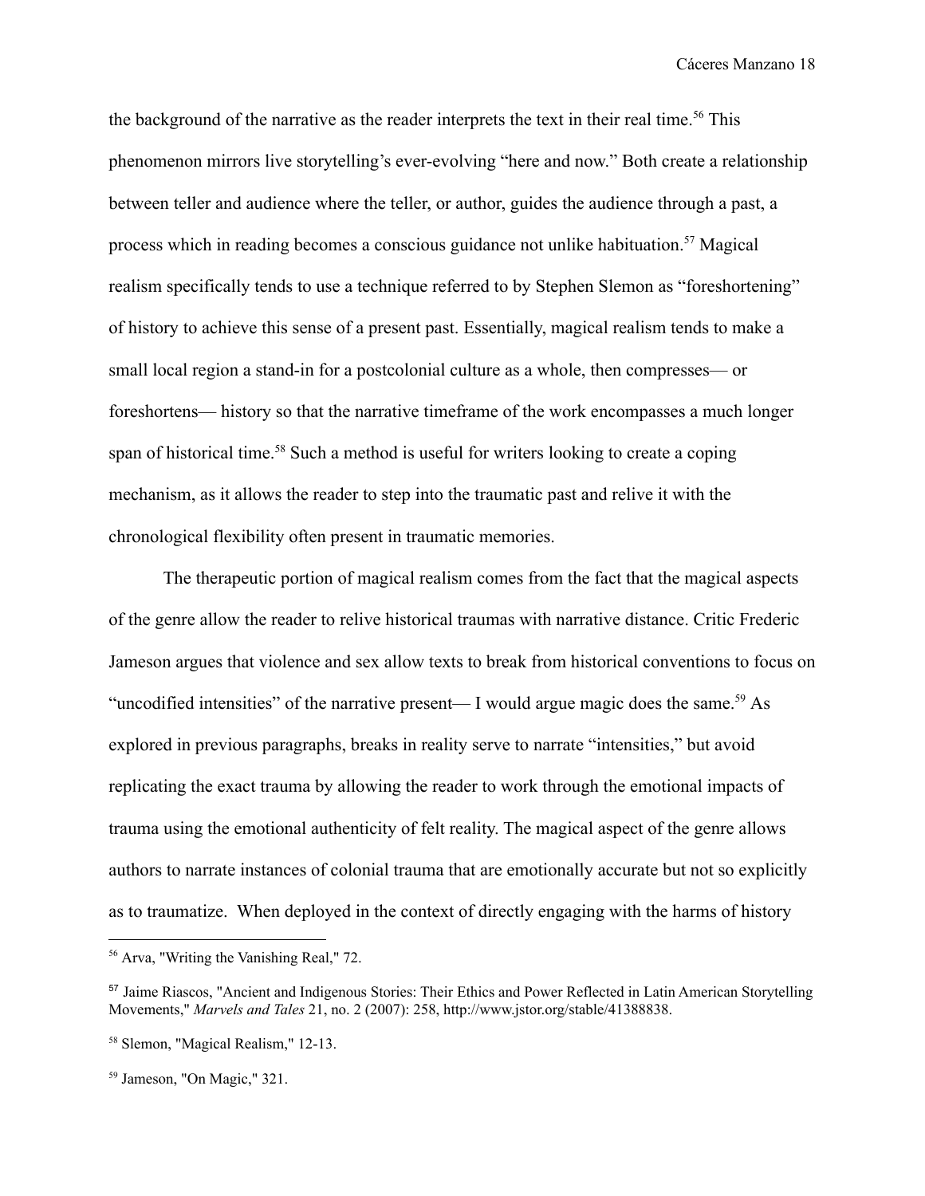the background of the narrative as the reader interprets the text in their real time.[56] This phenomenon mirrors live storytelling's ever-evolving "here and now." Both create a relationship between teller and audience where the teller, or author, guides the audience through a past, a process which in reading becomes a conscious guidance not unlike habituation.[57] Magical realism specifically tends to use a technique referred to by Stephen Slemon as "foreshortening" of history to achieve this sense of a present past. Essentially, magical realism tends to make a small local region a stand-in for a postcolonial culture as a whole, then compresses— or foreshortens— history so that the narrative timeframe of the work encompasses a much longer span of historical time.[58] Such a method is useful for writers looking to create a coping mechanism, as it allows the reader to step into the traumatic past and relive it with the chronological flexibility often present in traumatic memories.

The therapeutic portion of magical realism comes from the fact that the magical aspects of the genre allow the reader to relive historical traumas with narrative distance. Critic Frederic Jameson argues that violence and sex allow texts to break from historical conventions to focus on "uncodified intensities" of the narrative present— I would argue magic does the same.[59] As explored in previous paragraphs, breaks in reality serve to narrate "intensities," but avoid replicating the exact trauma by allowing the reader to work through the emotional impacts of trauma using the emotional authenticity of felt reality. The magical aspect of the genre allows authors to narrate instances of colonial trauma that are emotionally accurate but not so explicitly as to traumatize. When deployed in the context of directly engaging with the harms of history

---

[56] Arva, "Writing the Vanishing Real," 72.

[57] Jaime Riascos, "Ancient and Indigenous Stories: Their Ethics and Power Reflected in Latin American Storytelling Movements," *Marvels and Tales* 21, no. 2 (2007): 258, http://www.jstor.org/stable/41388838.

[58] Slemon, "Magical Realism," 12-13.

[59] Jameson, "On Magic," 321.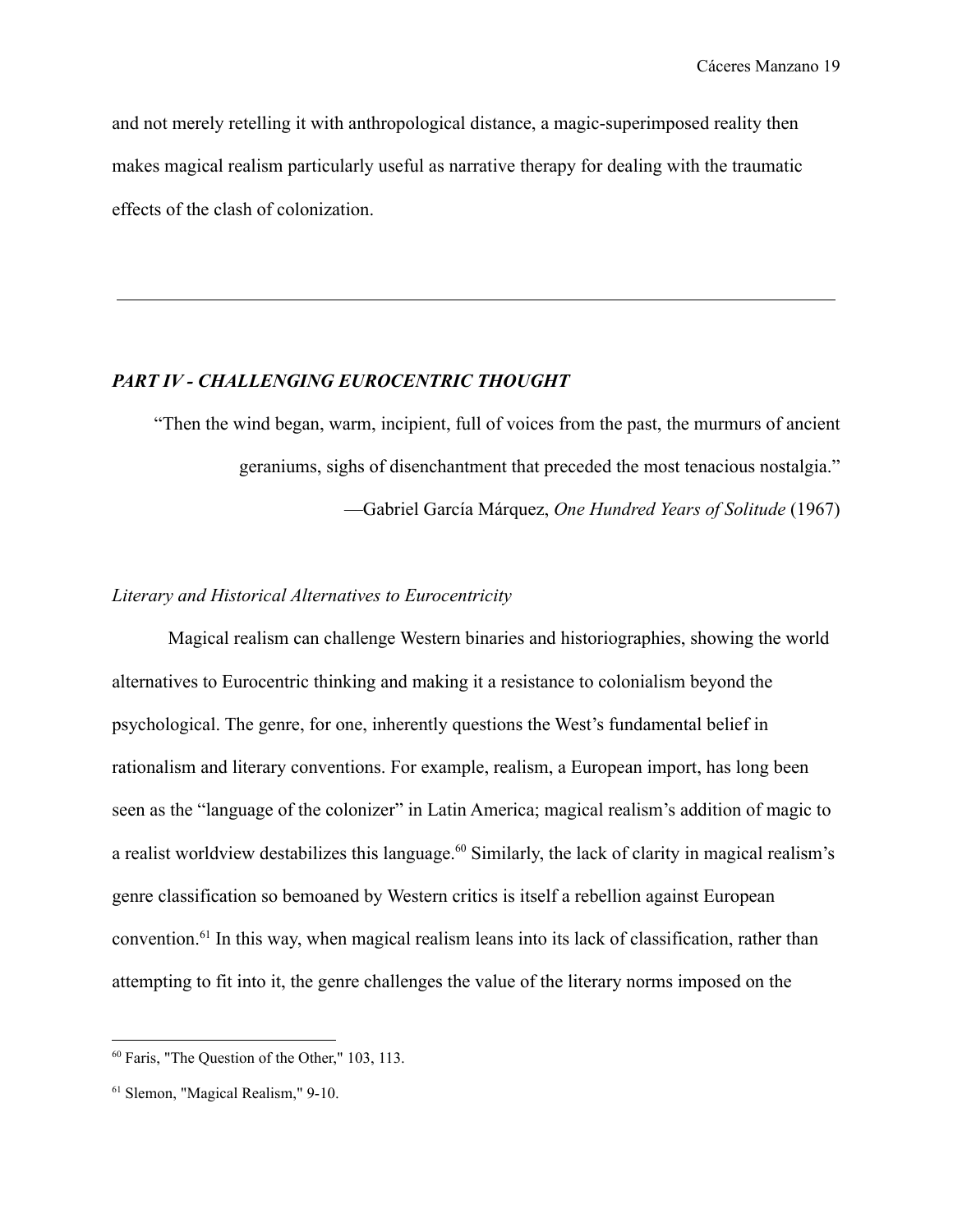and not merely retelling it with anthropological distance, a magic-superimposed reality then makes magical realism particularly useful as narrative therapy for dealing with the traumatic effects of the clash of colonization.

---

## *PART IV - CHALLENGING EUROCENTRIC THOUGHT*

> "Then the wind began, warm, incipient, full of voices from the past, the murmurs of ancient geraniums, sighs of disenchantment that preceded the most tenacious nostalgia."
>
> —Gabriel García Márquez, *One Hundred Years of Solitude* (1967)

### *Literary and Historical Alternatives to Eurocentricity*

Magical realism can challenge Western binaries and historiographies, showing the world alternatives to Eurocentric thinking and making it a resistance to colonialism beyond the psychological. The genre, for one, inherently questions the West's fundamental belief in rationalism and literary conventions. For example, realism, a European import, has long been seen as the "language of the colonizer" in Latin America; magical realism's addition of magic to a realist worldview destabilizes this language.[60] Similarly, the lack of clarity in magical realism's genre classification so bemoaned by Western critics is itself a rebellion against European convention.[61] In this way, when magical realism leans into its lack of classification, rather than attempting to fit into it, the genre challenges the value of the literary norms imposed on the

---

[60] Faris, "The Question of the Other," 103, 113.

[61] Slemon, "Magical Realism," 9-10.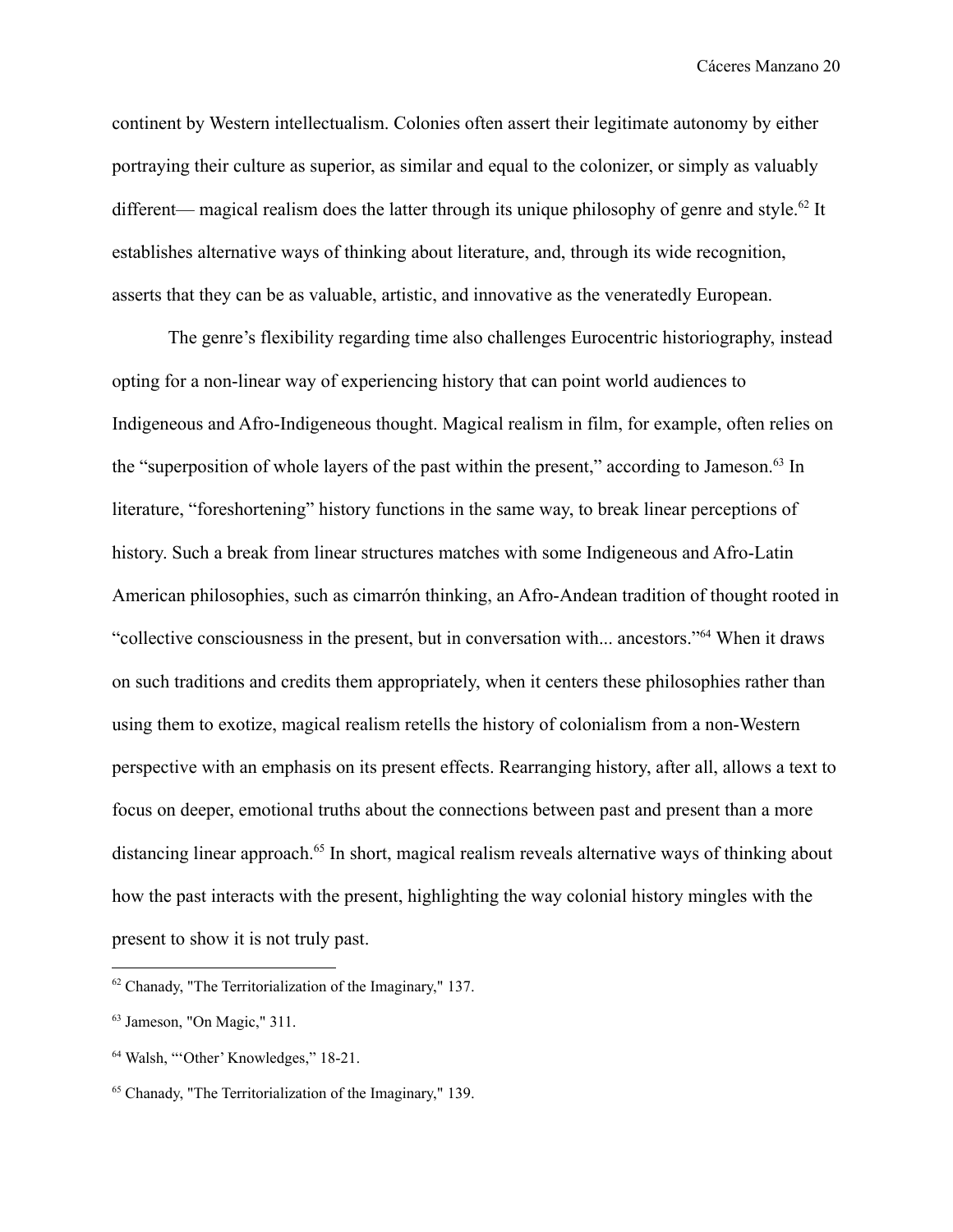continent by Western intellectualism. Colonies often assert their legitimate autonomy by either portraying their culture as superior, as similar and equal to the colonizer, or simply as valuably different— magical realism does the latter through its unique philosophy of genre and style.[62] It establishes alternative ways of thinking about literature, and, through its wide recognition, asserts that they can be as valuable, artistic, and innovative as the veneratedly European.

The genre's flexibility regarding time also challenges Eurocentric historiography, instead opting for a non-linear way of experiencing history that can point world audiences to Indigeneous and Afro-Indigeneous thought. Magical realism in film, for example, often relies on the "superposition of whole layers of the past within the present," according to Jameson.[63] In literature, "foreshortening" history functions in the same way, to break linear perceptions of history. Such a break from linear structures matches with some Indigeneous and Afro-Latin American philosophies, such as cimarrón thinking, an Afro-Andean tradition of thought rooted in "collective consciousness in the present, but in conversation with... ancestors."[64] When it draws on such traditions and credits them appropriately, when it centers these philosophies rather than using them to exotize, magical realism retells the history of colonialism from a non-Western perspective with an emphasis on its present effects. Rearranging history, after all, allows a text to focus on deeper, emotional truths about the connections between past and present than a more distancing linear approach.[65] In short, magical realism reveals alternative ways of thinking about how the past interacts with the present, highlighting the way colonial history mingles with the present to show it is not truly past.

---

[62] Chanady, "The Territorialization of the Imaginary," 137.

[63] Jameson, "On Magic," 311.

[64] Walsh, "'Other' Knowledges," 18-21.

[65] Chanady, "The Territorialization of the Imaginary," 139.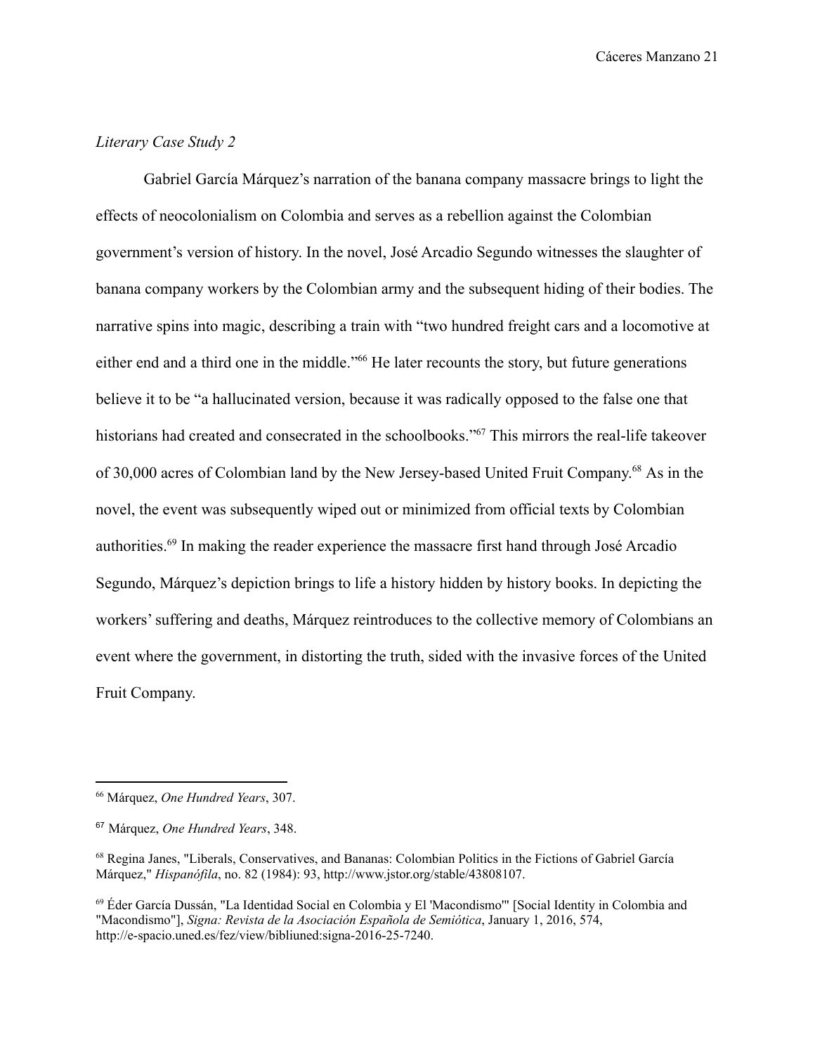*Literary Case Study 2*

Gabriel García Márquez's narration of the banana company massacre brings to light the effects of neocolonialism on Colombia and serves as a rebellion against the Colombian government's version of history. In the novel, José Arcadio Segundo witnesses the slaughter of banana company workers by the Colombian army and the subsequent hiding of their bodies. The narrative spins into magic, describing a train with "two hundred freight cars and a locomotive at either end and a third one in the middle."[66] He later recounts the story, but future generations believe it to be "a hallucinated version, because it was radically opposed to the false one that historians had created and consecrated in the schoolbooks."[67] This mirrors the real-life takeover of 30,000 acres of Colombian land by the New Jersey-based United Fruit Company.[68] As in the novel, the event was subsequently wiped out or minimized from official texts by Colombian authorities.[69] In making the reader experience the massacre first hand through José Arcadio Segundo, Márquez's depiction brings to life a history hidden by history books. In depicting the workers' suffering and deaths, Márquez reintroduces to the collective memory of Colombians an event where the government, in distorting the truth, sided with the invasive forces of the United Fruit Company.

---

[66] Márquez, *One Hundred Years*, 307.

[67] Márquez, *One Hundred Years*, 348.

[68] Regina Janes, "Liberals, Conservatives, and Bananas: Colombian Politics in the Fictions of Gabriel García Márquez," *Hispanófila*, no. 82 (1984): 93, http://www.jstor.org/stable/43808107.

[69] Éder García Dussán, "La Identidad Social en Colombia y El 'Macondismo'" [Social Identity in Colombia and "Macondismo"], *Signa: Revista de la Asociación Española de Semiótica*, January 1, 2016, 574, http://e-spacio.uned.es/fez/view/bibliuned:signa-2016-25-7240.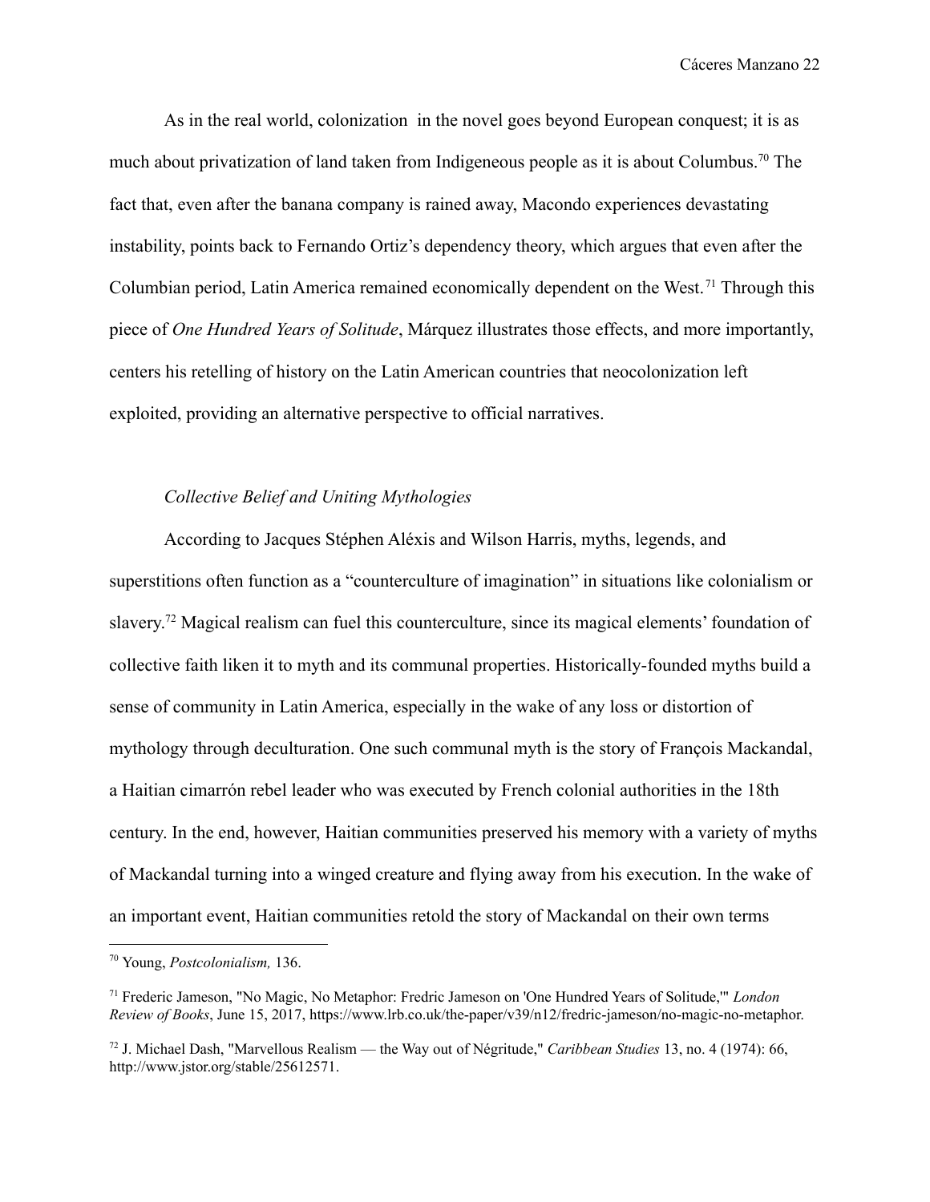As in the real world, colonization  in the novel goes beyond European conquest; it is as much about privatization of land taken from Indigeneous people as it is about Columbus.[70] The fact that, even after the banana company is rained away, Macondo experiences devastating instability, points back to Fernando Ortiz's dependency theory, which argues that even after the Columbian period, Latin America remained economically dependent on the West.[71] Through this piece of *One Hundred Years of Solitude*, Márquez illustrates those effects, and more importantly, centers his retelling of history on the Latin American countries that neocolonization left exploited, providing an alternative perspective to official narratives.

### *Collective Belief and Uniting Mythologies*

According to Jacques Stéphen Aléxis and Wilson Harris, myths, legends, and superstitions often function as a "counterculture of imagination" in situations like colonialism or slavery.[72] Magical realism can fuel this counterculture, since its magical elements' foundation of collective faith liken it to myth and its communal properties. Historically-founded myths build a sense of community in Latin America, especially in the wake of any loss or distortion of mythology through deculturation. One such communal myth is the story of François Mackandal, a Haitian cimarrón rebel leader who was executed by French colonial authorities in the 18th century. In the end, however, Haitian communities preserved his memory with a variety of myths of Mackandal turning into a winged creature and flying away from his execution. In the wake of an important event, Haitian communities retold the story of Mackandal on their own terms

---

[70] Young, *Postcolonialism,* 136.

[71] Frederic Jameson, "No Magic, No Metaphor: Fredric Jameson on 'One Hundred Years of Solitude,'" *London Review of Books*, June 15, 2017, https://www.lrb.co.uk/the-paper/v39/n12/fredric-jameson/no-magic-no-metaphor.

[72] J. Michael Dash, "Marvellous Realism — the Way out of Négritude," *Caribbean Studies* 13, no. 4 (1974): 66, http://www.jstor.org/stable/25612571.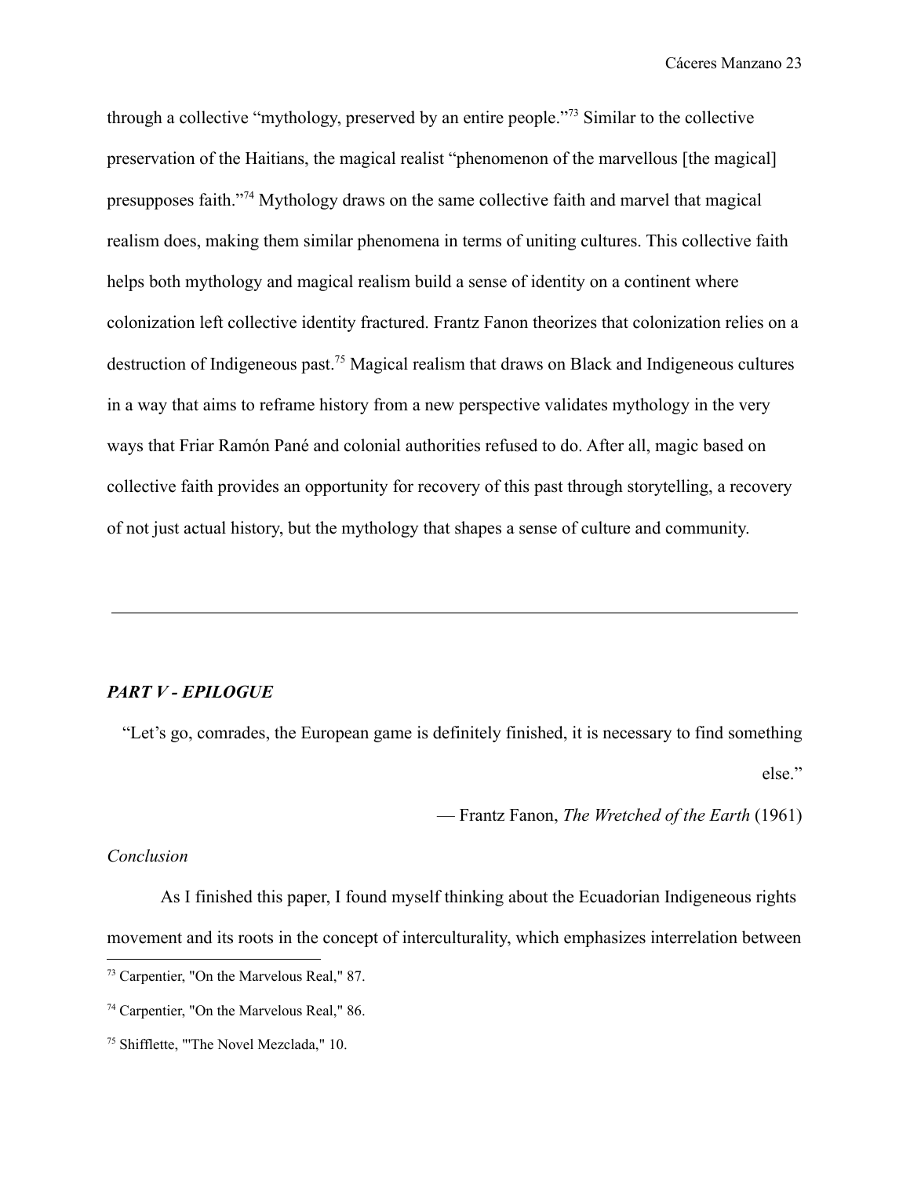through a collective "mythology, preserved by an entire people."[73] Similar to the collective preservation of the Haitians, the magical realist "phenomenon of the marvellous [the magical] presupposes faith."[74] Mythology draws on the same collective faith and marvel that magical realism does, making them similar phenomena in terms of uniting cultures. This collective faith helps both mythology and magical realism build a sense of identity on a continent where colonization left collective identity fractured. Frantz Fanon theorizes that colonization relies on a destruction of Indigeneous past.[75] Magical realism that draws on Black and Indigeneous cultures in a way that aims to reframe history from a new perspective validates mythology in the very ways that Friar Ramón Pané and colonial authorities refused to do. After all, magic based on collective faith provides an opportunity for recovery of this past through storytelling, a recovery of not just actual history, but the mythology that shapes a sense of culture and community.

---

## *PART V - EPILOGUE*

"Let's go, comrades, the European game is definitely finished, it is necessary to find something else."

— Frantz Fanon, *The Wretched of the Earth* (1961)

### *Conclusion*

As I finished this paper, I found myself thinking about the Ecuadorian Indigeneous rights movement and its roots in the concept of interculturality, which emphasizes interrelation between

---

[73] Carpentier, "On the Marvelous Real," 87.

[74] Carpentier, "On the Marvelous Real," 86.

[75] Shifflette, "'The Novel Mezclada," 10.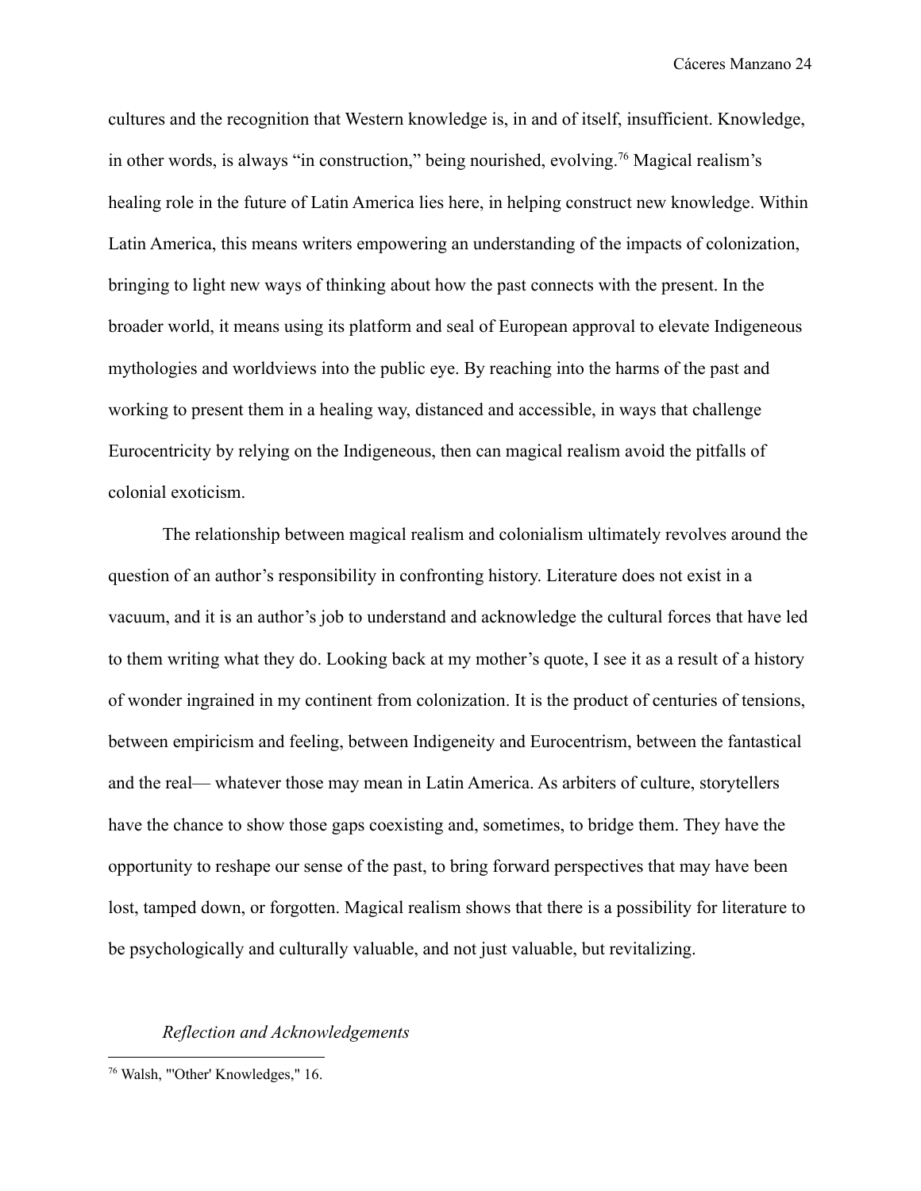cultures and the recognition that Western knowledge is, in and of itself, insufficient. Knowledge, in other words, is always "in construction," being nourished, evolving.[76] Magical realism's healing role in the future of Latin America lies here, in helping construct new knowledge. Within Latin America, this means writers empowering an understanding of the impacts of colonization, bringing to light new ways of thinking about how the past connects with the present. In the broader world, it means using its platform and seal of European approval to elevate Indigeneous mythologies and worldviews into the public eye. By reaching into the harms of the past and working to present them in a healing way, distanced and accessible, in ways that challenge Eurocentricity by relying on the Indigeneous, then can magical realism avoid the pitfalls of colonial exoticism.

The relationship between magical realism and colonialism ultimately revolves around the question of an author's responsibility in confronting history. Literature does not exist in a vacuum, and it is an author's job to understand and acknowledge the cultural forces that have led to them writing what they do. Looking back at my mother's quote, I see it as a result of a history of wonder ingrained in my continent from colonization. It is the product of centuries of tensions, between empiricism and feeling, between Indigeneity and Eurocentrism, between the fantastical and the real— whatever those may mean in Latin America. As arbiters of culture, storytellers have the chance to show those gaps coexisting and, sometimes, to bridge them. They have the opportunity to reshape our sense of the past, to bring forward perspectives that may have been lost, tamped down, or forgotten. Magical realism shows that there is a possibility for literature to be psychologically and culturally valuable, and not just valuable, but revitalizing.

*Reflection and Acknowledgements*

[76] Walsh, "'Other' Knowledges," 16.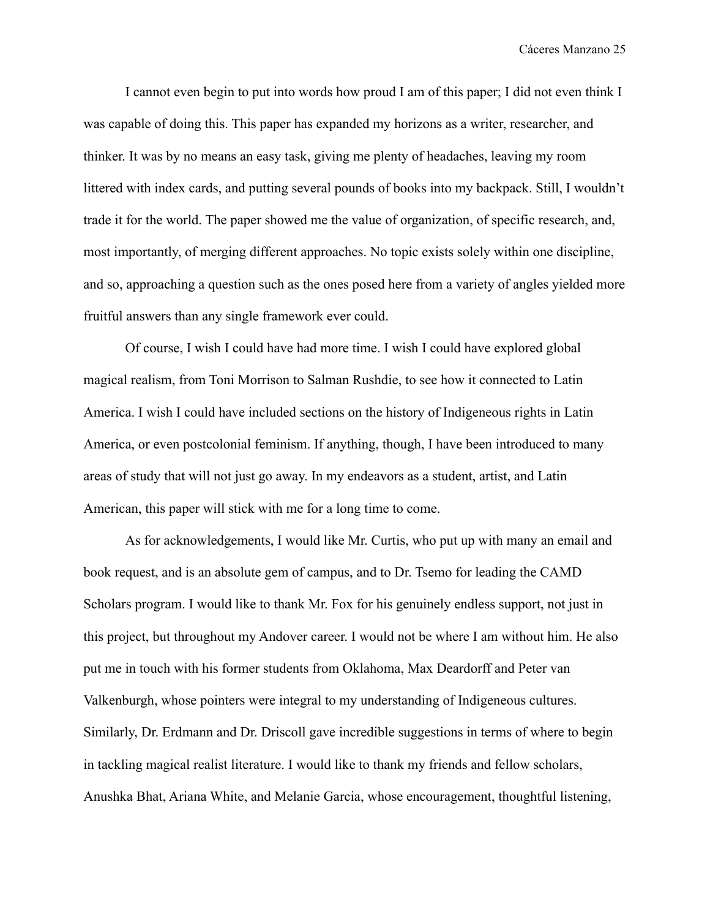I cannot even begin to put into words how proud I am of this paper; I did not even think I was capable of doing this. This paper has expanded my horizons as a writer, researcher, and thinker. It was by no means an easy task, giving me plenty of headaches, leaving my room littered with index cards, and putting several pounds of books into my backpack. Still, I wouldn't trade it for the world. The paper showed me the value of organization, of specific research, and, most importantly, of merging different approaches. No topic exists solely within one discipline, and so, approaching a question such as the ones posed here from a variety of angles yielded more fruitful answers than any single framework ever could.

Of course, I wish I could have had more time. I wish I could have explored global magical realism, from Toni Morrison to Salman Rushdie, to see how it connected to Latin America. I wish I could have included sections on the history of Indigeneous rights in Latin America, or even postcolonial feminism. If anything, though, I have been introduced to many areas of study that will not just go away. In my endeavors as a student, artist, and Latin American, this paper will stick with me for a long time to come.

As for acknowledgements, I would like Mr. Curtis, who put up with many an email and book request, and is an absolute gem of campus, and to Dr. Tsemo for leading the CAMD Scholars program. I would like to thank Mr. Fox for his genuinely endless support, not just in this project, but throughout my Andover career. I would not be where I am without him. He also put me in touch with his former students from Oklahoma, Max Deardorff and Peter van Valkenburgh, whose pointers were integral to my understanding of Indigeneous cultures. Similarly, Dr. Erdmann and Dr. Driscoll gave incredible suggestions in terms of where to begin in tackling magical realist literature. I would like to thank my friends and fellow scholars, Anushka Bhat, Ariana White, and Melanie Garcia, whose encouragement, thoughtful listening,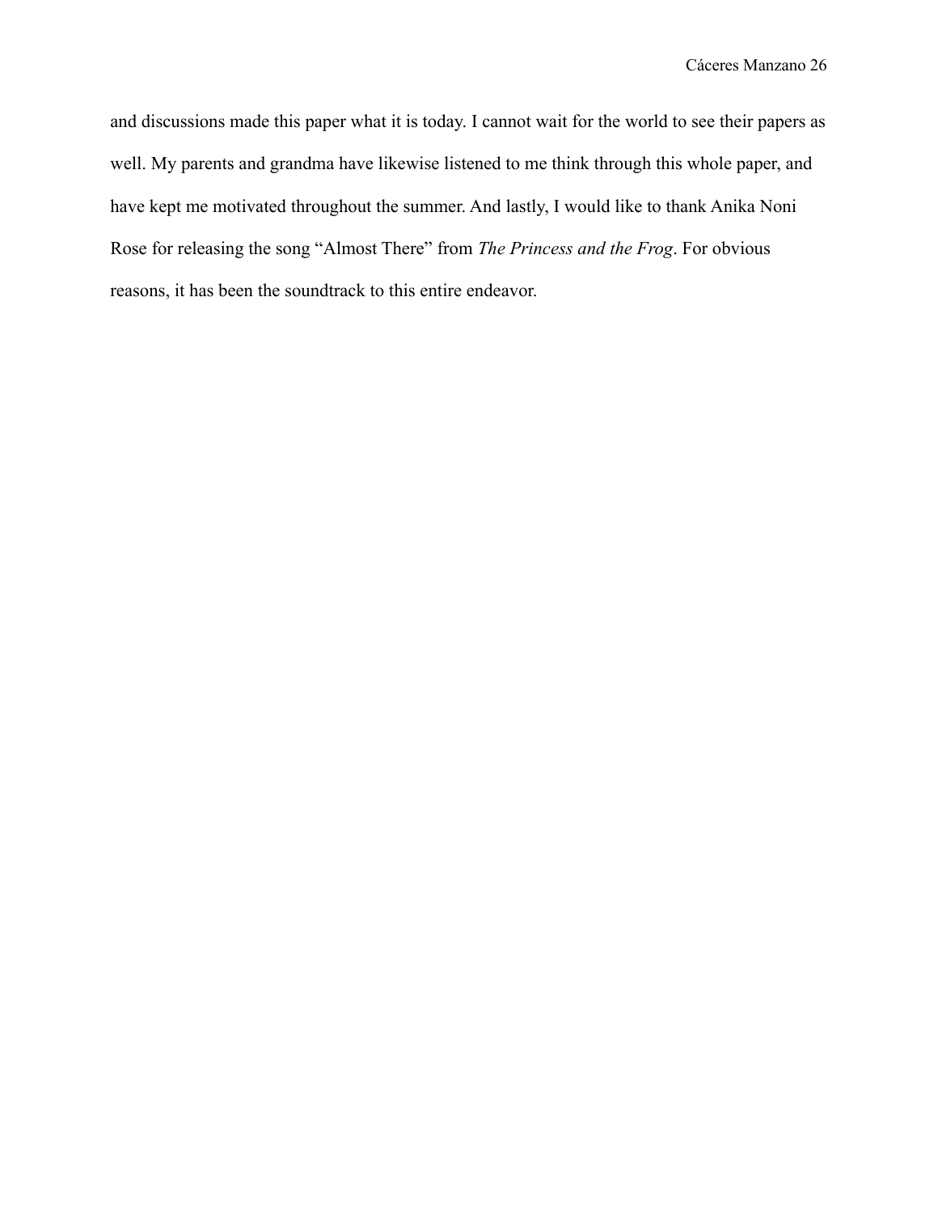and discussions made this paper what it is today. I cannot wait for the world to see their papers as well. My parents and grandma have likewise listened to me think through this whole paper, and have kept me motivated throughout the summer. And lastly, I would like to thank Anika Noni Rose for releasing the song "Almost There" from *The Princess and the Frog*. For obvious reasons, it has been the soundtrack to this entire endeavor.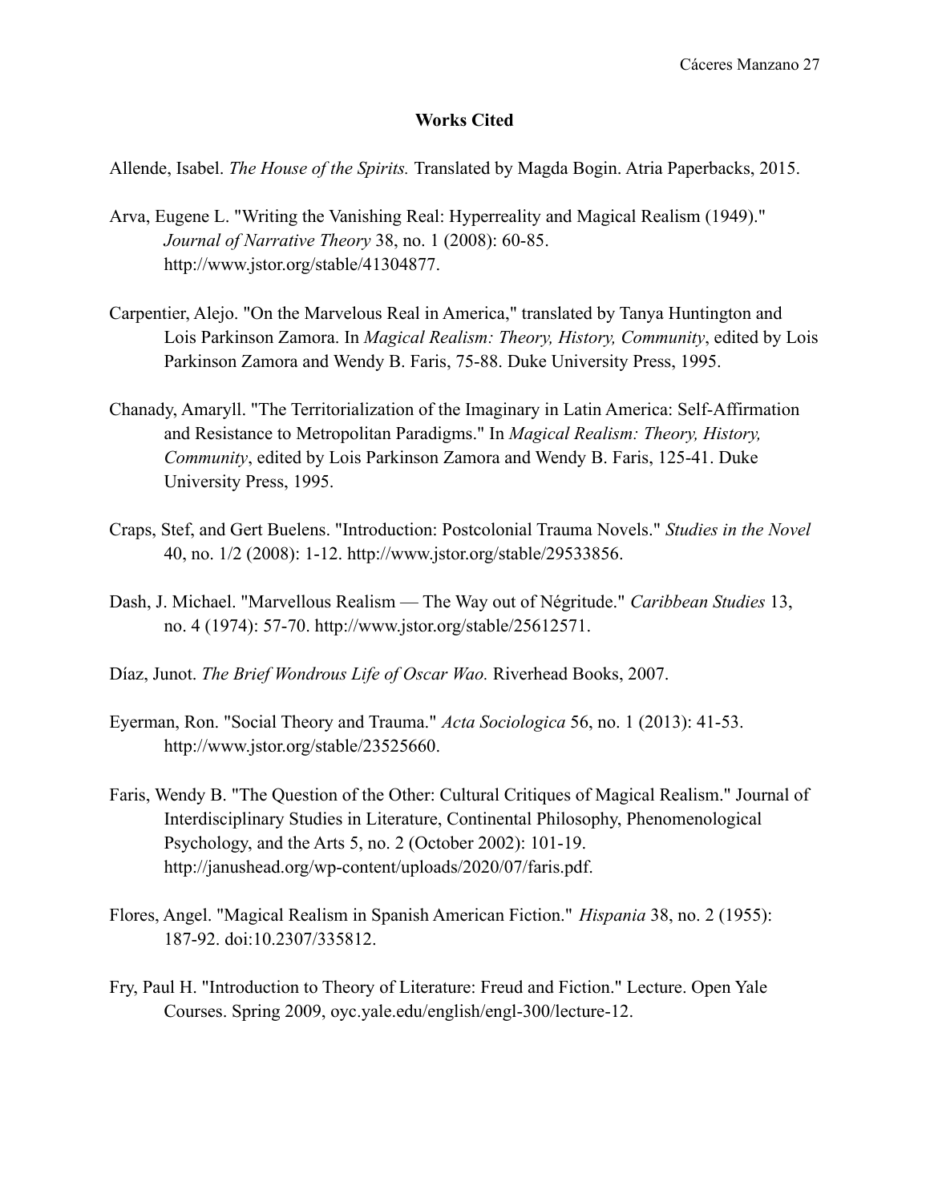# Works Cited

Allende, Isabel. *The House of the Spirits.* Translated by Magda Bogin. Atria Paperbacks, 2015.

Arva, Eugene L. "Writing the Vanishing Real: Hyperreality and Magical Realism (1949)." *Journal of Narrative Theory* 38, no. 1 (2008): 60-85. http://www.jstor.org/stable/41304877.

Carpentier, Alejo. "On the Marvelous Real in America," translated by Tanya Huntington and Lois Parkinson Zamora. In *Magical Realism: Theory, History, Community*, edited by Lois Parkinson Zamora and Wendy B. Faris, 75-88. Duke University Press, 1995.

Chanady, Amaryll. "The Territorialization of the Imaginary in Latin America: Self-Affirmation and Resistance to Metropolitan Paradigms." In *Magical Realism: Theory, History, Community*, edited by Lois Parkinson Zamora and Wendy B. Faris, 125-41. Duke University Press, 1995.

Craps, Stef, and Gert Buelens. "Introduction: Postcolonial Trauma Novels." *Studies in the Novel* 40, no. 1/2 (2008): 1-12. http://www.jstor.org/stable/29533856.

Dash, J. Michael. "Marvellous Realism — The Way out of Négritude." *Caribbean Studies* 13, no. 4 (1974): 57-70. http://www.jstor.org/stable/25612571.

Díaz, Junot. *The Brief Wondrous Life of Oscar Wao.* Riverhead Books, 2007.

Eyerman, Ron. "Social Theory and Trauma." *Acta Sociologica* 56, no. 1 (2013): 41-53. http://www.jstor.org/stable/23525660.

Faris, Wendy B. "The Question of the Other: Cultural Critiques of Magical Realism." Journal of Interdisciplinary Studies in Literature, Continental Philosophy, Phenomenological Psychology, and the Arts 5, no. 2 (October 2002): 101-19. http://janushead.org/wp-content/uploads/2020/07/faris.pdf.

Flores, Angel. "Magical Realism in Spanish American Fiction." *Hispania* 38, no. 2 (1955): 187-92. doi:10.2307/335812.

Fry, Paul H. "Introduction to Theory of Literature: Freud and Fiction." Lecture. Open Yale Courses. Spring 2009, oyc.yale.edu/english/engl-300/lecture-12.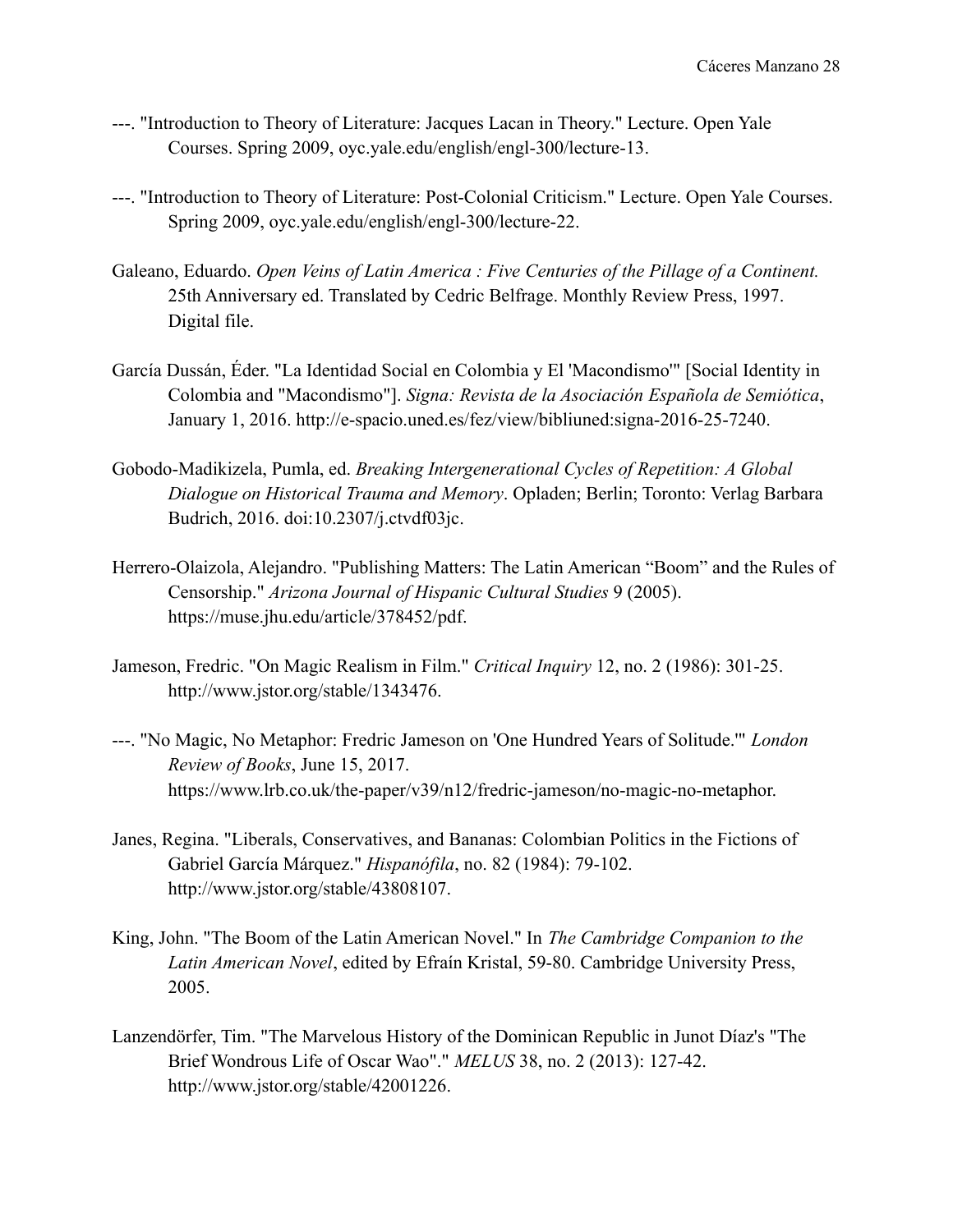---. "Introduction to Theory of Literature: Jacques Lacan in Theory." Lecture. Open Yale Courses. Spring 2009, oyc.yale.edu/english/engl-300/lecture-13.

---. "Introduction to Theory of Literature: Post-Colonial Criticism." Lecture. Open Yale Courses. Spring 2009, oyc.yale.edu/english/engl-300/lecture-22.

Galeano, Eduardo. *Open Veins of Latin America : Five Centuries of the Pillage of a Continent.* 25th Anniversary ed. Translated by Cedric Belfrage. Monthly Review Press, 1997. Digital file.

García Dussán, Éder. "La Identidad Social en Colombia y El 'Macondismo'" [Social Identity in Colombia and "Macondismo"]. *Signa: Revista de la Asociación Española de Semiótica*, January 1, 2016. http://e-spacio.uned.es/fez/view/bibliuned:signa-2016-25-7240.

Gobodo-Madikizela, Pumla, ed. *Breaking Intergenerational Cycles of Repetition: A Global Dialogue on Historical Trauma and Memory*. Opladen; Berlin; Toronto: Verlag Barbara Budrich, 2016. doi:10.2307/j.ctvdf03jc.

Herrero-Olaizola, Alejandro. "Publishing Matters: The Latin American "Boom" and the Rules of Censorship." *Arizona Journal of Hispanic Cultural Studies* 9 (2005). https://muse.jhu.edu/article/378452/pdf.

Jameson, Fredric. "On Magic Realism in Film." *Critical Inquiry* 12, no. 2 (1986): 301-25. http://www.jstor.org/stable/1343476.

---. "No Magic, No Metaphor: Fredric Jameson on 'One Hundred Years of Solitude.'" *London Review of Books*, June 15, 2017. https://www.lrb.co.uk/the-paper/v39/n12/fredric-jameson/no-magic-no-metaphor.

Janes, Regina. "Liberals, Conservatives, and Bananas: Colombian Politics in the Fictions of Gabriel García Márquez." *Hispanófila*, no. 82 (1984): 79-102. http://www.jstor.org/stable/43808107.

King, John. "The Boom of the Latin American Novel." In *The Cambridge Companion to the Latin American Novel*, edited by Efraín Kristal, 59-80. Cambridge University Press, 2005.

Lanzendörfer, Tim. "The Marvelous History of the Dominican Republic in Junot Díaz's "The Brief Wondrous Life of Oscar Wao"." *MELUS* 38, no. 2 (2013): 127-42. http://www.jstor.org/stable/42001226.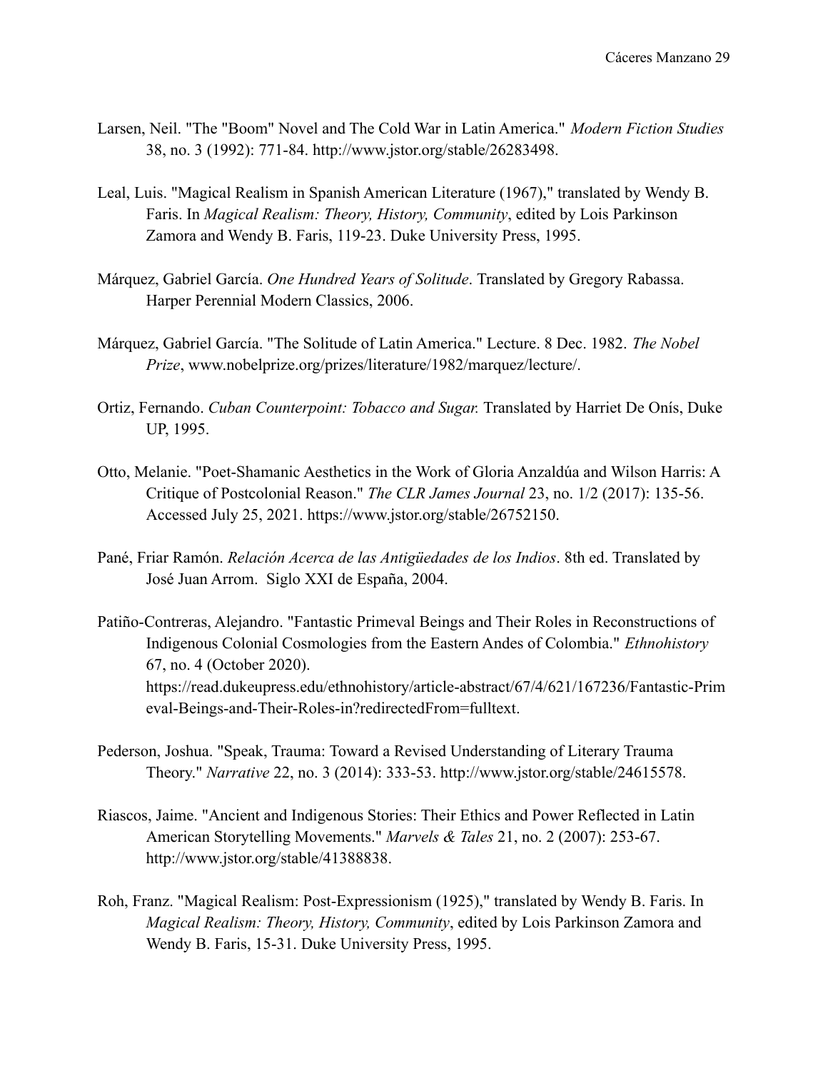Larsen, Neil. "The "Boom" Novel and The Cold War in Latin America." *Modern Fiction Studies* 38, no. 3 (1992): 771-84. http://www.jstor.org/stable/26283498.

Leal, Luis. "Magical Realism in Spanish American Literature (1967)," translated by Wendy B. Faris. In *Magical Realism: Theory, History, Community*, edited by Lois Parkinson Zamora and Wendy B. Faris, 119-23. Duke University Press, 1995.

Márquez, Gabriel García. *One Hundred Years of Solitude*. Translated by Gregory Rabassa. Harper Perennial Modern Classics, 2006.

Márquez, Gabriel García. "The Solitude of Latin America." Lecture. 8 Dec. 1982. *The Nobel Prize*, www.nobelprize.org/prizes/literature/1982/marquez/lecture/.

Ortiz, Fernando. *Cuban Counterpoint: Tobacco and Sugar.* Translated by Harriet De Onís, Duke UP, 1995.

Otto, Melanie. "Poet-Shamanic Aesthetics in the Work of Gloria Anzaldúa and Wilson Harris: A Critique of Postcolonial Reason." *The CLR James Journal* 23, no. 1/2 (2017): 135-56. Accessed July 25, 2021. https://www.jstor.org/stable/26752150.

Pané, Friar Ramón. *Relación Acerca de las Antigüedades de los Indios*. 8th ed. Translated by José Juan Arrom. Siglo XXI de España, 2004.

Patiño-Contreras, Alejandro. "Fantastic Primeval Beings and Their Roles in Reconstructions of Indigenous Colonial Cosmologies from the Eastern Andes of Colombia." *Ethnohistory* 67, no. 4 (October 2020). https://read.dukeupress.edu/ethnohistory/article-abstract/67/4/621/167236/Fantastic-Primeval-Beings-and-Their-Roles-in?redirectedFrom=fulltext.

Pederson, Joshua. "Speak, Trauma: Toward a Revised Understanding of Literary Trauma Theory." *Narrative* 22, no. 3 (2014): 333-53. http://www.jstor.org/stable/24615578.

Riascos, Jaime. "Ancient and Indigenous Stories: Their Ethics and Power Reflected in Latin American Storytelling Movements." *Marvels & Tales* 21, no. 2 (2007): 253-67. http://www.jstor.org/stable/41388838.

Roh, Franz. "Magical Realism: Post-Expressionism (1925)," translated by Wendy B. Faris. In *Magical Realism: Theory, History, Community*, edited by Lois Parkinson Zamora and Wendy B. Faris, 15-31. Duke University Press, 1995.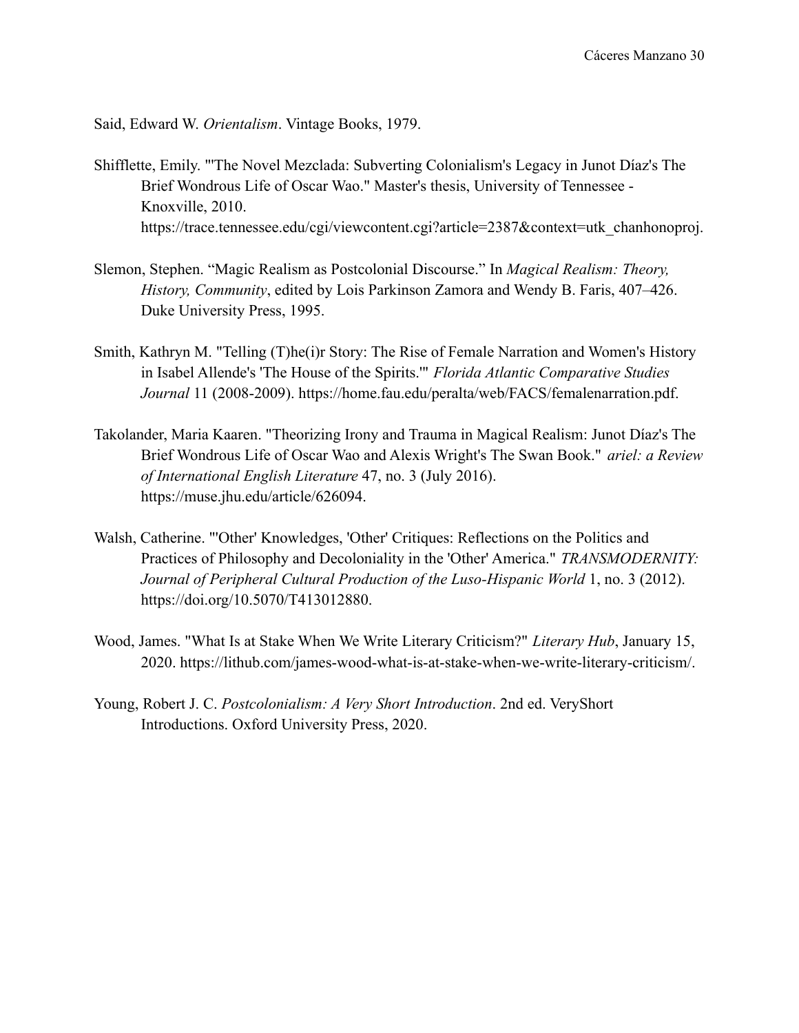Said, Edward W. *Orientalism*. Vintage Books, 1979.

Shifflette, Emily. "'The Novel Mezclada: Subverting Colonialism's Legacy in Junot Díaz's The Brief Wondrous Life of Oscar Wao." Master's thesis, University of Tennessee - Knoxville, 2010. https://trace.tennessee.edu/cgi/viewcontent.cgi?article=2387&context=utk_chanhonoproj.

Slemon, Stephen. "Magic Realism as Postcolonial Discourse." In *Magical Realism: Theory, History, Community*, edited by Lois Parkinson Zamora and Wendy B. Faris, 407–426. Duke University Press, 1995.

Smith, Kathryn M. "Telling (T)he(i)r Story: The Rise of Female Narration and Women's History in Isabel Allende's 'The House of the Spirits.'" *Florida Atlantic Comparative Studies Journal* 11 (2008-2009). https://home.fau.edu/peralta/web/FACS/femalenarration.pdf.

Takolander, Maria Kaaren. "Theorizing Irony and Trauma in Magical Realism: Junot Díaz's The Brief Wondrous Life of Oscar Wao and Alexis Wright's The Swan Book." *ariel: a Review of International English Literature* 47, no. 3 (July 2016). https://muse.jhu.edu/article/626094.

Walsh, Catherine. "'Other' Knowledges, 'Other' Critiques: Reflections on the Politics and Practices of Philosophy and Decoloniality in the 'Other' America." *TRANSMODERNITY: Journal of Peripheral Cultural Production of the Luso-Hispanic World* 1, no. 3 (2012). https://doi.org/10.5070/T413012880.

Wood, James. "What Is at Stake When We Write Literary Criticism?" *Literary Hub*, January 15, 2020. https://lithub.com/james-wood-what-is-at-stake-when-we-write-literary-criticism/.

Young, Robert J. C. *Postcolonialism: A Very Short Introduction*. 2nd ed. VeryShort Introductions. Oxford University Press, 2020.